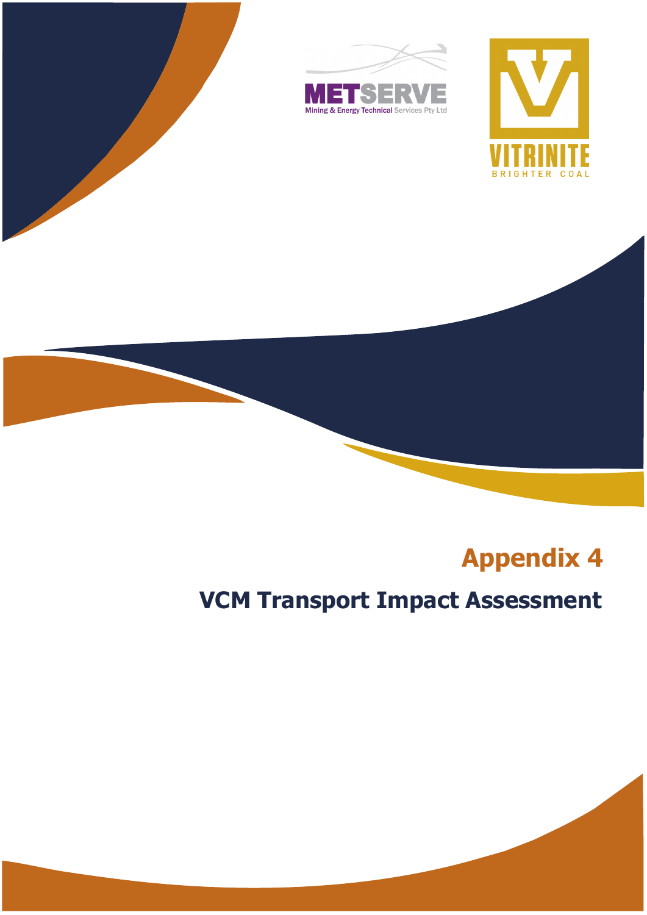METSERVE

Mining & Energy Technical Services Pty Ltd

VITRINITE

BRIGHTER COAL

# Appendix 4

## VCM Transport Impact Assessment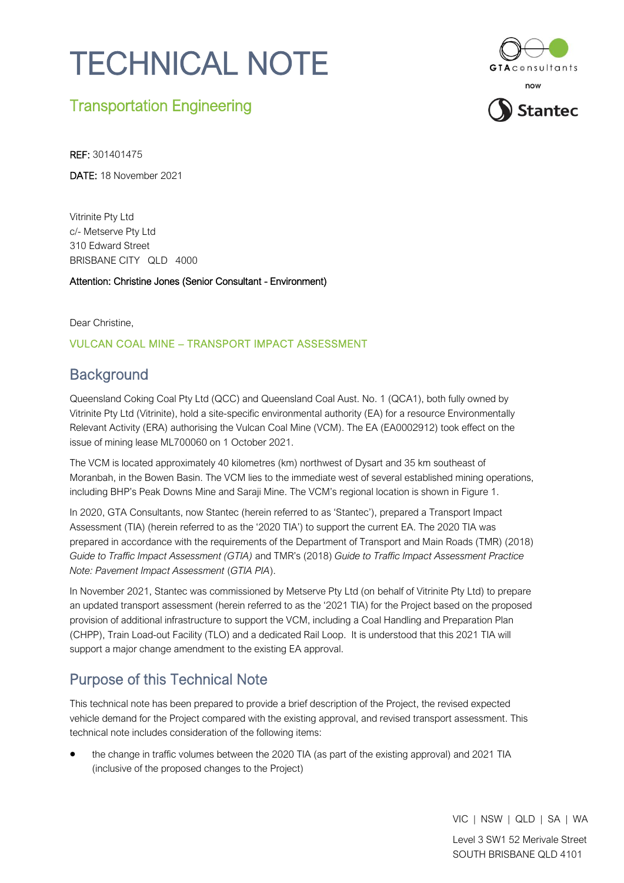# TECHNICAL NOTE

## Transportation Engineering

**REF:** 301401475

**DATE:** 18 November 2021

Vitrinite Pty Ltd
c/- Metserve Pty Ltd
310 Edward Street
BRISBANE CITY QLD 4000

Attention: Christine Jones (Senior Consultant - Environment)

Dear Christine,

VULCAN COAL MINE – TRANSPORT IMPACT ASSESSMENT

## Background

Queensland Coking Coal Pty Ltd (QCC) and Queensland Coal Aust. No. 1 (QCA1), both fully owned by Vitrinite Pty Ltd (Vitrinite), hold a site-specific environmental authority (EA) for a resource Environmentally Relevant Activity (ERA) authorising the Vulcan Coal Mine (VCM). The EA (EA0002912) took effect on the issue of mining lease ML700060 on 1 October 2021.

The VCM is located approximately 40 kilometres (km) northwest of Dysart and 35 km southeast of Moranbah, in the Bowen Basin. The VCM lies to the immediate west of several established mining operations, including BHP's Peak Downs Mine and Saraji Mine. The VCM's regional location is shown in Figure 1.

In 2020, GTA Consultants, now Stantec (herein referred to as 'Stantec'), prepared a Transport Impact Assessment (TIA) (herein referred to as the '2020 TIA') to support the current EA. The 2020 TIA was prepared in accordance with the requirements of the Department of Transport and Main Roads (TMR) (2018) *Guide to Traffic Impact Assessment (GTIA)* and TMR's (2018) *Guide to Traffic Impact Assessment Practice Note: Pavement Impact Assessment* (*GTIA PIA*).

In November 2021, Stantec was commissioned by Metserve Pty Ltd (on behalf of Vitrinite Pty Ltd) to prepare an updated transport assessment (herein referred to as the '2021 TIA) for the Project based on the proposed provision of additional infrastructure to support the VCM, including a Coal Handling and Preparation Plan (CHPP), Train Load-out Facility (TLO) and a dedicated Rail Loop. It is understood that this 2021 TIA will support a major change amendment to the existing EA approval.

## Purpose of this Technical Note

This technical note has been prepared to provide a brief description of the Project, the revised expected vehicle demand for the Project compared with the existing approval, and revised transport assessment. This technical note includes consideration of the following items:

- the change in traffic volumes between the 2020 TIA (as part of the existing approval) and 2021 TIA (inclusive of the proposed changes to the Project)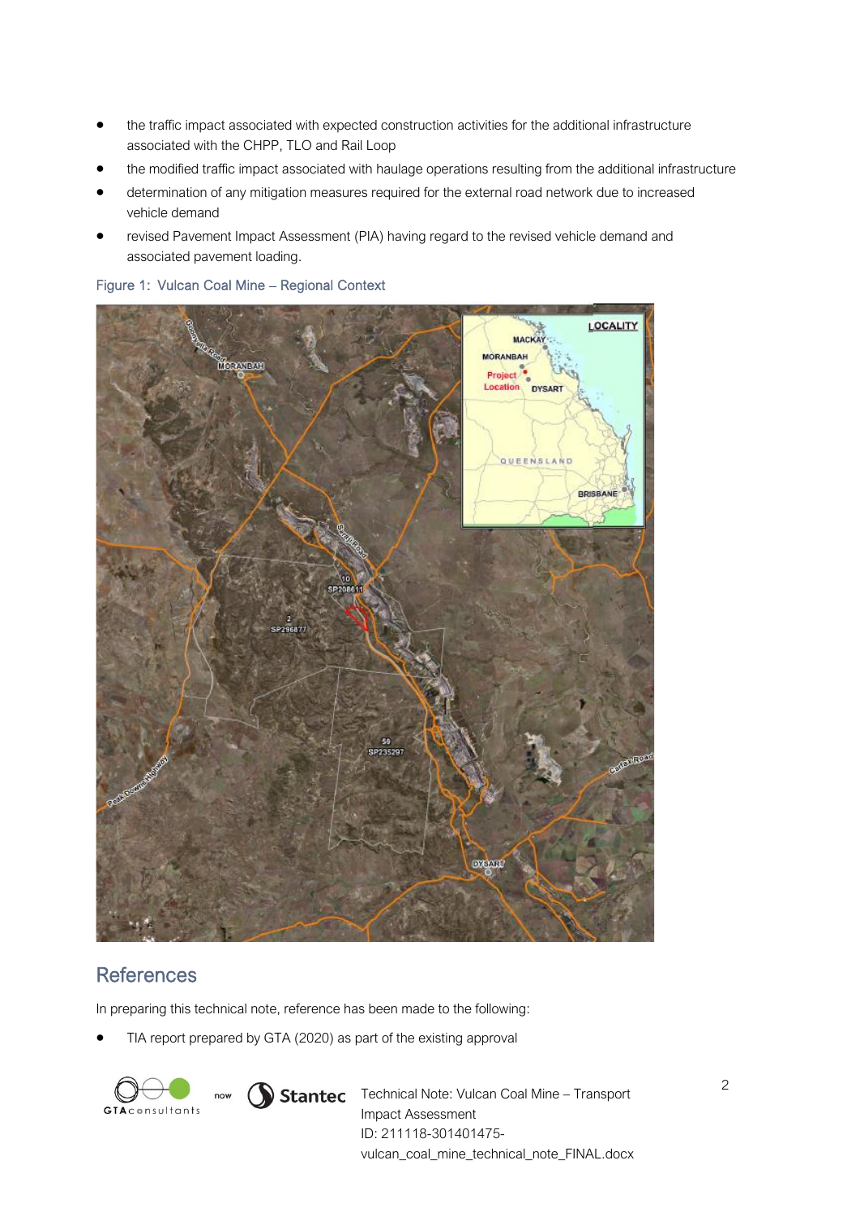- the traffic impact associated with expected construction activities for the additional infrastructure associated with the CHPP, TLO and Rail Loop
- the modified traffic impact associated with haulage operations resulting from the additional infrastructure
- determination of any mitigation measures required for the external road network due to increased vehicle demand
- revised Pavement Impact Assessment (PIA) having regard to the revised vehicle demand and associated pavement loading.

Figure 1: Vulcan Coal Mine – Regional Context

## References

In preparing this technical note, reference has been made to the following:

- TIA report prepared by GTA (2020) as part of the existing approval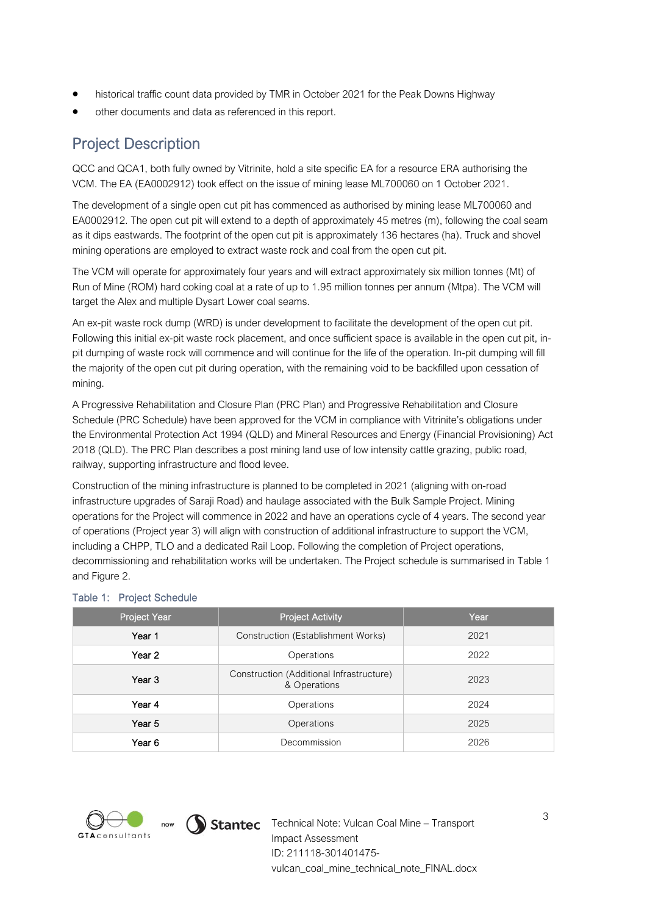- historical traffic count data provided by TMR in October 2021 for the Peak Downs Highway
- other documents and data as referenced in this report.

## Project Description

QCC and QCA1, both fully owned by Vitrinite, hold a site specific EA for a resource ERA authorising the VCM. The EA (EA0002912) took effect on the issue of mining lease ML700060 on 1 October 2021.

The development of a single open cut pit has commenced as authorised by mining lease ML700060 and EA0002912. The open cut pit will extend to a depth of approximately 45 metres (m), following the coal seam as it dips eastwards. The footprint of the open cut pit is approximately 136 hectares (ha). Truck and shovel mining operations are employed to extract waste rock and coal from the open cut pit.

The VCM will operate for approximately four years and will extract approximately six million tonnes (Mt) of Run of Mine (ROM) hard coking coal at a rate of up to 1.95 million tonnes per annum (Mtpa). The VCM will target the Alex and multiple Dysart Lower coal seams.

An ex-pit waste rock dump (WRD) is under development to facilitate the development of the open cut pit. Following this initial ex-pit waste rock placement, and once sufficient space is available in the open cut pit, in-pit dumping of waste rock will commence and will continue for the life of the operation. In-pit dumping will fill the majority of the open cut pit during operation, with the remaining void to be backfilled upon cessation of mining.

A Progressive Rehabilitation and Closure Plan (PRC Plan) and Progressive Rehabilitation and Closure Schedule (PRC Schedule) have been approved for the VCM in compliance with Vitrinite's obligations under the Environmental Protection Act 1994 (QLD) and Mineral Resources and Energy (Financial Provisioning) Act 2018 (QLD). The PRC Plan describes a post mining land use of low intensity cattle grazing, public road, railway, supporting infrastructure and flood levee.

Construction of the mining infrastructure is planned to be completed in 2021 (aligning with on-road infrastructure upgrades of Saraji Road) and haulage associated with the Bulk Sample Project. Mining operations for the Project will commence in 2022 and have an operations cycle of 4 years. The second year of operations (Project year 3) will align with construction of additional infrastructure to support the VCM, including a CHPP, TLO and a dedicated Rail Loop. Following the completion of Project operations, decommissioning and rehabilitation works will be undertaken. The Project schedule is summarised in Table 1 and Figure 2.

Table 1: Project Schedule

| Project Year | Project Activity | Year |
|---|---|---|
| Year 1 | Construction (Establishment Works) | 2021 |
| Year 2 | Operations | 2022 |
| Year 3 | Construction (Additional Infrastructure) & Operations | 2023 |
| Year 4 | Operations | 2024 |
| Year 5 | Operations | 2025 |
| Year 6 | Decommission | 2026 |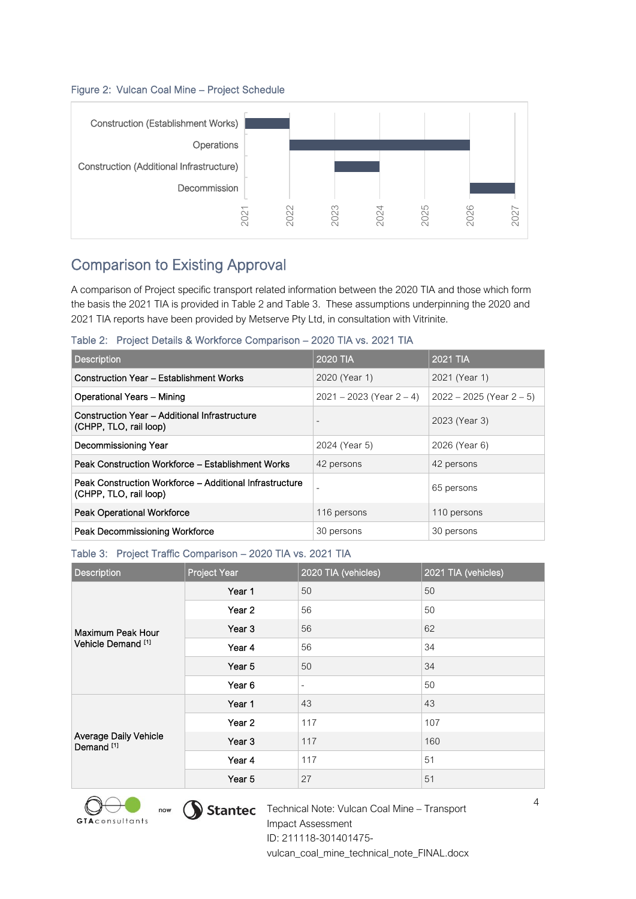Figure 2: Vulcan Coal Mine – Project Schedule

## Comparison to Existing Approval

A comparison of Project specific transport related information between the 2020 TIA and those which form the basis the 2021 TIA is provided in Table 2 and Table 3. These assumptions underpinning the 2020 and 2021 TIA reports have been provided by Metserve Pty Ltd, in consultation with Vitrinite.

Table 2: Project Details & Workforce Comparison – 2020 TIA vs. 2021 TIA

| Description | 2020 TIA | 2021 TIA |
| --- | --- | --- |
| Construction Year – Establishment Works | 2020 (Year 1) | 2021 (Year 1) |
| Operational Years – Mining | 2021 – 2023 (Year 2 – 4) | 2022 – 2025 (Year 2 – 5) |
| Construction Year – Additional Infrastructure (CHPP, TLO, rail loop) | - | 2023 (Year 3) |
| Decommissioning Year | 2024 (Year 5) | 2026 (Year 6) |
| Peak Construction Workforce – Establishment Works | 42 persons | 42 persons |
| Peak Construction Workforce – Additional Infrastructure (CHPP, TLO, rail loop) | - | 65 persons |
| Peak Operational Workforce | 116 persons | 110 persons |
| Peak Decommissioning Workforce | 30 persons | 30 persons |

Table 3: Project Traffic Comparison – 2020 TIA vs. 2021 TIA

| Description | Project Year | 2020 TIA (vehicles) | 2021 TIA (vehicles) |
| --- | --- | --- | --- |
| Maximum Peak Hour Vehicle Demand [1] | Year 1 | 50 | 50 |
| | Year 2 | 56 | 50 |
| | Year 3 | 56 | 62 |
| | Year 4 | 56 | 34 |
| | Year 5 | 50 | 34 |
| | Year 6 | - | 50 |
| Average Daily Vehicle Demand [1] | Year 1 | 43 | 43 |
| | Year 2 | 117 | 107 |
| | Year 3 | 117 | 160 |
| | Year 4 | 117 | 51 |
| | Year 5 | 27 | 51 |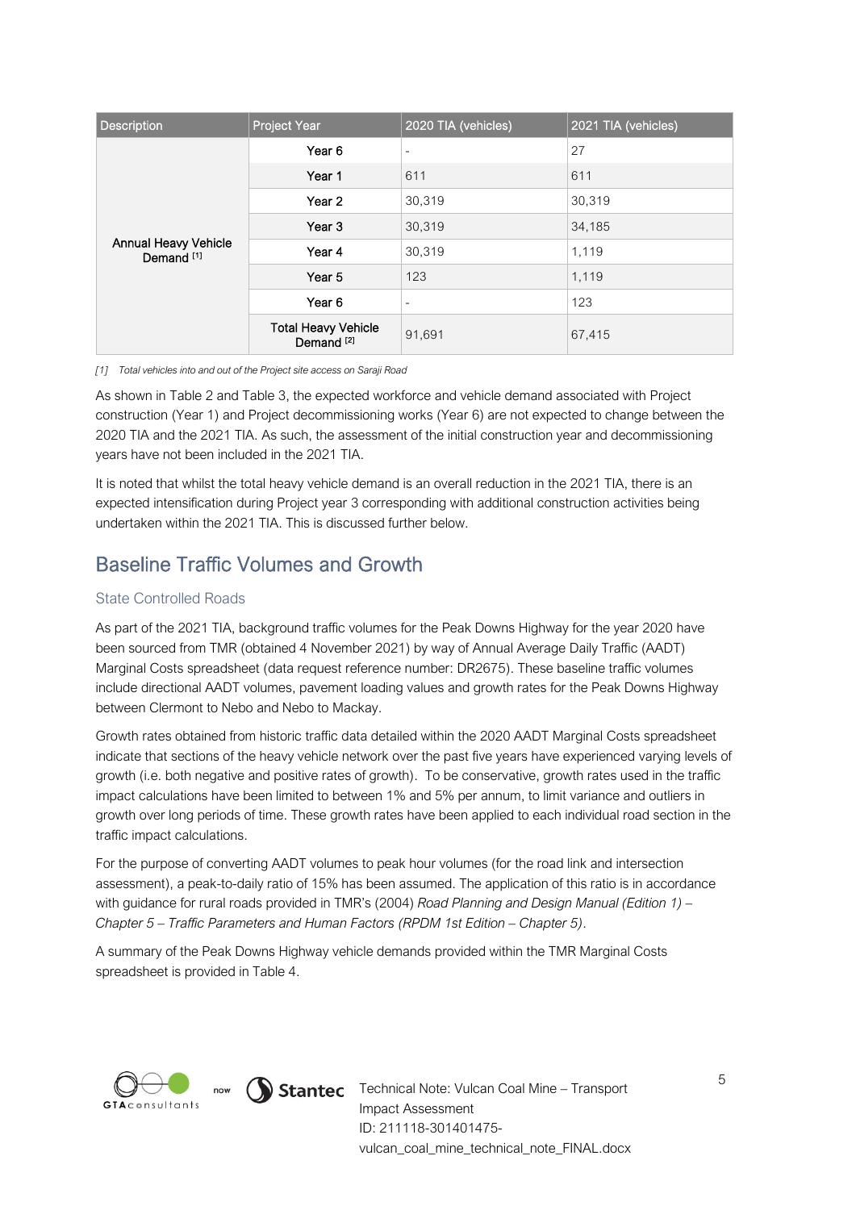| Description | Project Year | 2020 TIA (vehicles) | 2021 TIA (vehicles) |
|---|---|---|---|
| Annual Heavy Vehicle Demand [1] | Year 6 | - | 27 |
| | Year 1 | 611 | 611 |
| | Year 2 | 30,319 | 30,319 |
| | Year 3 | 30,319 | 34,185 |
| | Year 4 | 30,319 | 1,119 |
| | Year 5 | 123 | 1,119 |
| | Year 6 | - | 123 |
| | Total Heavy Vehicle Demand [2] | 91,691 | 67,415 |

*[1] Total vehicles into and out of the Project site access on Saraji Road*

As shown in Table 2 and Table 3, the expected workforce and vehicle demand associated with Project construction (Year 1) and Project decommissioning works (Year 6) are not expected to change between the 2020 TIA and the 2021 TIA. As such, the assessment of the initial construction year and decommissioning years have not been included in the 2021 TIA.

It is noted that whilst the total heavy vehicle demand is an overall reduction in the 2021 TIA, there is an expected intensification during Project year 3 corresponding with additional construction activities being undertaken within the 2021 TIA. This is discussed further below.

## Baseline Traffic Volumes and Growth

### State Controlled Roads

As part of the 2021 TIA, background traffic volumes for the Peak Downs Highway for the year 2020 have been sourced from TMR (obtained 4 November 2021) by way of Annual Average Daily Traffic (AADT) Marginal Costs spreadsheet (data request reference number: DR2675). These baseline traffic volumes include directional AADT volumes, pavement loading values and growth rates for the Peak Downs Highway between Clermont to Nebo and Nebo to Mackay.

Growth rates obtained from historic traffic data detailed within the 2020 AADT Marginal Costs spreadsheet indicate that sections of the heavy vehicle network over the past five years have experienced varying levels of growth (i.e. both negative and positive rates of growth). To be conservative, growth rates used in the traffic impact calculations have been limited to between 1% and 5% per annum, to limit variance and outliers in growth over long periods of time. These growth rates have been applied to each individual road section in the traffic impact calculations.

For the purpose of converting AADT volumes to peak hour volumes (for the road link and intersection assessment), a peak-to-daily ratio of 15% has been assumed. The application of this ratio is in accordance with guidance for rural roads provided in TMR's (2004) *Road Planning and Design Manual (Edition 1) – Chapter 5 – Traffic Parameters and Human Factors (RPDM 1st Edition – Chapter 5)*.

A summary of the Peak Downs Highway vehicle demands provided within the TMR Marginal Costs spreadsheet is provided in Table 4.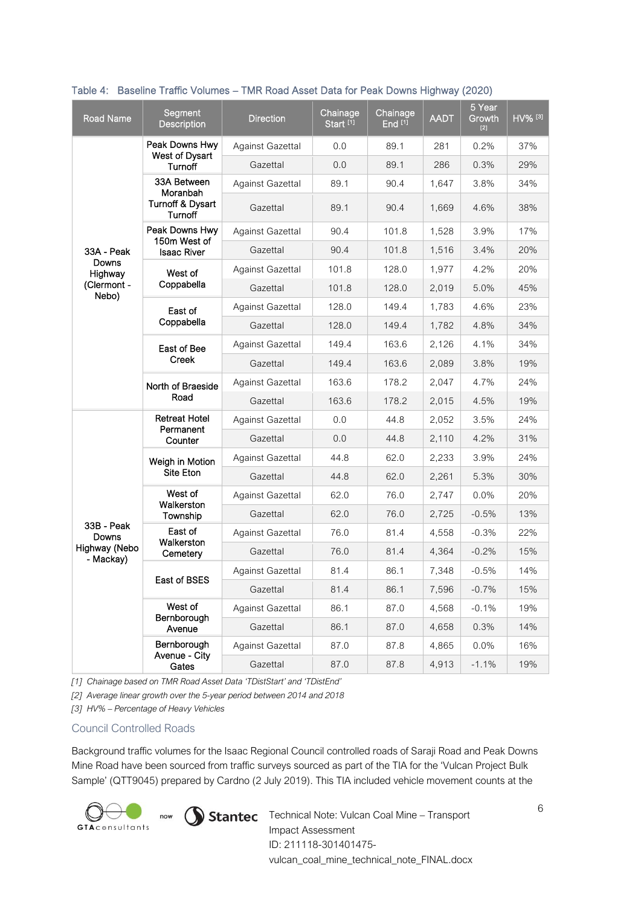Table 4: Baseline Traffic Volumes – TMR Road Asset Data for Peak Downs Highway (2020)

| Road Name | Segment Description | Direction | Chainage Start [1] | Chainage End [1] | AADT | 5 Year Growth [2] | HV% [3] |
|---|---|---|---|---|---|---|---|
| 33A - Peak Downs Highway (Clermont - Nebo) | Peak Downs Hwy West of Dysart Turnoff | Against Gazettal | 0.0 | 89.1 | 281 | 0.2% | 37% |
| | | Gazettal | 0.0 | 89.1 | 286 | 0.3% | 29% |
| | 33A Between Moranbah Turnoff & Dysart Turnoff | Against Gazettal | 89.1 | 90.4 | 1,647 | 3.8% | 34% |
| | | Gazettal | 89.1 | 90.4 | 1,669 | 4.6% | 38% |
| | Peak Downs Hwy 150m West of Isaac River | Against Gazettal | 90.4 | 101.8 | 1,528 | 3.9% | 17% |
| | | Gazettal | 90.4 | 101.8 | 1,516 | 3.4% | 20% |
| | West of Coppabella | Against Gazettal | 101.8 | 128.0 | 1,977 | 4.2% | 20% |
| | | Gazettal | 101.8 | 128.0 | 2,019 | 5.0% | 45% |
| | East of Coppabella | Against Gazettal | 128.0 | 149.4 | 1,783 | 4.6% | 23% |
| | | Gazettal | 128.0 | 149.4 | 1,782 | 4.8% | 34% |
| | East of Bee Creek | Against Gazettal | 149.4 | 163.6 | 2,126 | 4.1% | 34% |
| | | Gazettal | 149.4 | 163.6 | 2,089 | 3.8% | 19% |
| | North of Braeside Road | Against Gazettal | 163.6 | 178.2 | 2,047 | 4.7% | 24% |
| | | Gazettal | 163.6 | 178.2 | 2,015 | 4.5% | 19% |
| 33B - Peak Downs Highway (Nebo - Mackay) | Retreat Hotel Permanent Counter | Against Gazettal | 0.0 | 44.8 | 2,052 | 3.5% | 24% |
| | | Gazettal | 0.0 | 44.8 | 2,110 | 4.2% | 31% |
| | Weigh in Motion Site Eton | Against Gazettal | 44.8 | 62.0 | 2,233 | 3.9% | 24% |
| | | Gazettal | 44.8 | 62.0 | 2,261 | 5.3% | 30% |
| | West of Walkerston Township | Against Gazettal | 62.0 | 76.0 | 2,747 | 0.0% | 20% |
| | | Gazettal | 62.0 | 76.0 | 2,725 | -0.5% | 13% |
| | East of Walkerston Cemetery | Against Gazettal | 76.0 | 81.4 | 4,558 | -0.3% | 22% |
| | | Gazettal | 76.0 | 81.4 | 4,364 | -0.2% | 15% |
| | East of BSES | Against Gazettal | 81.4 | 86.1 | 7,348 | -0.5% | 14% |
| | | Gazettal | 81.4 | 86.1 | 7,596 | -0.7% | 15% |
| | West of Bernborough Avenue | Against Gazettal | 86.1 | 87.0 | 4,568 | -0.1% | 19% |
| | | Gazettal | 86.1 | 87.0 | 4,658 | 0.3% | 14% |
| | Bernborough Avenue - City Gates | Against Gazettal | 87.0 | 87.8 | 4,865 | 0.0% | 16% |
| | | Gazettal | 87.0 | 87.8 | 4,913 | -1.1% | 19% |

*[1] Chainage based on TMR Road Asset Data 'TDistStart' and 'TDistEnd'*

*[2] Average linear growth over the 5-year period between 2014 and 2018*

*[3] HV% – Percentage of Heavy Vehicles*

## Council Controlled Roads

Background traffic volumes for the Isaac Regional Council controlled roads of Saraji Road and Peak Downs Mine Road have been sourced from traffic surveys sourced as part of the TIA for the 'Vulcan Project Bulk Sample' (QTT9045) prepared by Cardno (2 July 2019). This TIA included vehicle movement counts at the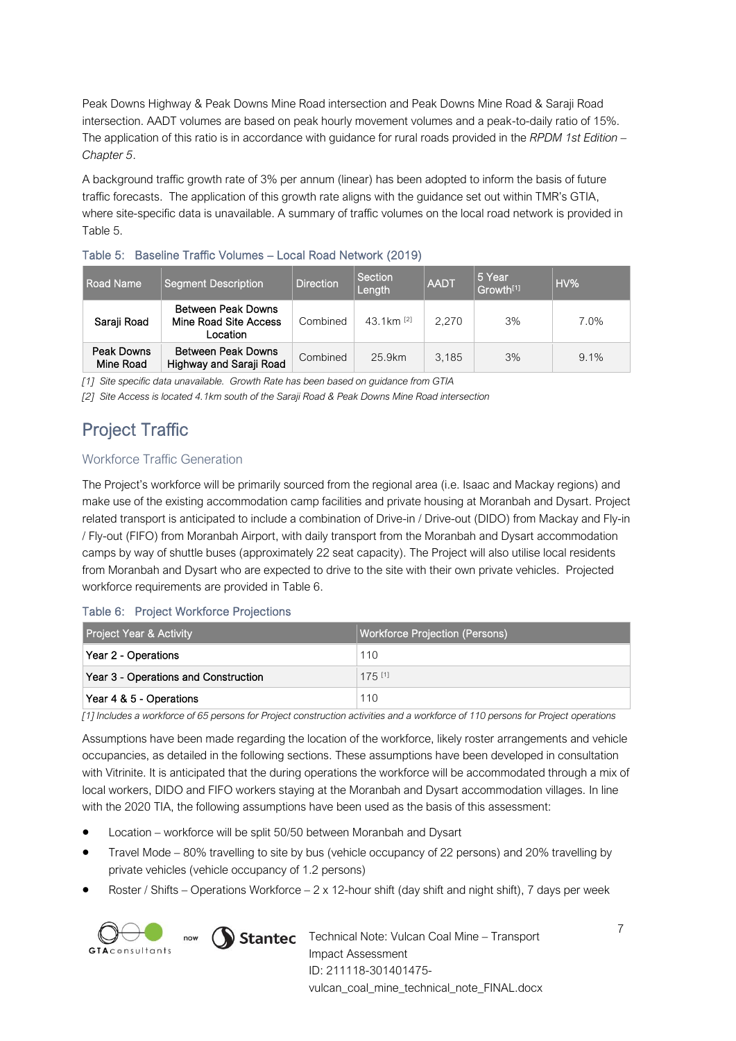Peak Downs Highway & Peak Downs Mine Road intersection and Peak Downs Mine Road & Saraji Road intersection. AADT volumes are based on peak hourly movement volumes and a peak-to-daily ratio of 15%. The application of this ratio is in accordance with guidance for rural roads provided in the *RPDM 1st Edition – Chapter 5*.

A background traffic growth rate of 3% per annum (linear) has been adopted to inform the basis of future traffic forecasts. The application of this growth rate aligns with the guidance set out within TMR's GTIA, where site-specific data is unavailable. A summary of traffic volumes on the local road network is provided in Table 5.

Table 5: Baseline Traffic Volumes – Local Road Network (2019)

| Road Name | Segment Description | Direction | Section Length | AADT | 5 Year Growth[1] | HV% |
|---|---|---|---|---|---|---|
| Saraji Road | Between Peak Downs Mine Road Site Access Location | Combined | 43.1km [2] | 2,270 | 3% | 7.0% |
| Peak Downs Mine Road | Between Peak Downs Highway and Saraji Road | Combined | 25.9km | 3,185 | 3% | 9.1% |

*[1] Site specific data unavailable. Growth Rate has been based on guidance from GTIA*

*[2] Site Access is located 4.1km south of the Saraji Road & Peak Downs Mine Road intersection*

## Project Traffic

### Workforce Traffic Generation

The Project's workforce will be primarily sourced from the regional area (i.e. Isaac and Mackay regions) and make use of the existing accommodation camp facilities and private housing at Moranbah and Dysart. Project related transport is anticipated to include a combination of Drive-in / Drive-out (DIDO) from Mackay and Fly-in / Fly-out (FIFO) from Moranbah Airport, with daily transport from the Moranbah and Dysart accommodation camps by way of shuttle buses (approximately 22 seat capacity). The Project will also utilise local residents from Moranbah and Dysart who are expected to drive to the site with their own private vehicles. Projected workforce requirements are provided in Table 6.

Table 6: Project Workforce Projections

| Project Year & Activity | Workforce Projection (Persons) |
|---|---|
| Year 2 - Operations | 110 |
| Year 3 - Operations and Construction | 175 [1] |
| Year 4 & 5 - Operations | 110 |

*[1] Includes a workforce of 65 persons for Project construction activities and a workforce of 110 persons for Project operations*

Assumptions have been made regarding the location of the workforce, likely roster arrangements and vehicle occupancies, as detailed in the following sections. These assumptions have been developed in consultation with Vitrinite. It is anticipated that the during operations the workforce will be accommodated through a mix of local workers, DIDO and FIFO workers staying at the Moranbah and Dysart accommodation villages. In line with the 2020 TIA, the following assumptions have been used as the basis of this assessment:

- Location – workforce will be split 50/50 between Moranbah and Dysart
- Travel Mode – 80% travelling to site by bus (vehicle occupancy of 22 persons) and 20% travelling by private vehicles (vehicle occupancy of 1.2 persons)
- Roster / Shifts – Operations Workforce – 2 x 12-hour shift (day shift and night shift), 7 days per week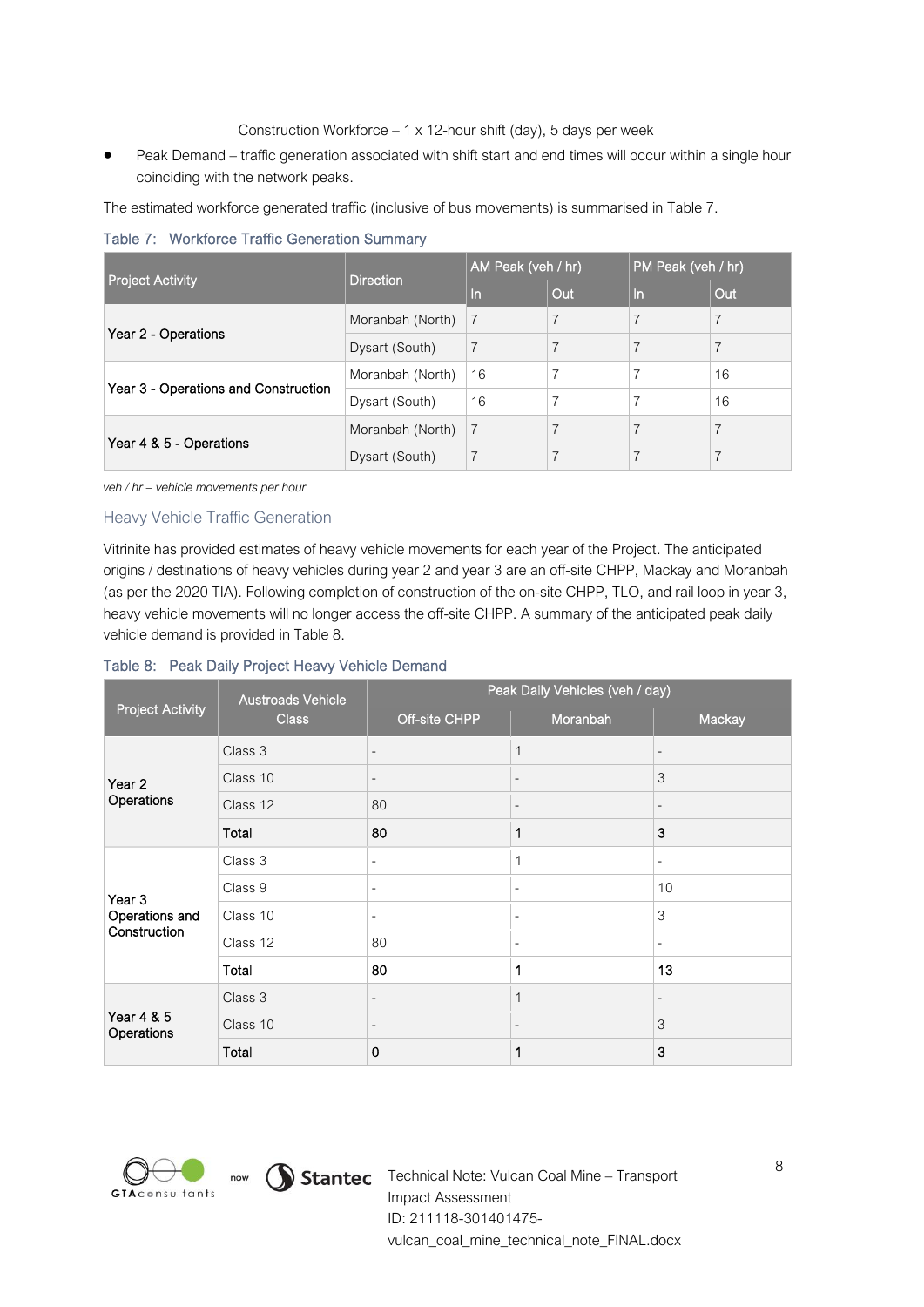Construction Workforce – 1 x 12-hour shift (day), 5 days per week

- Peak Demand – traffic generation associated with shift start and end times will occur within a single hour coinciding with the network peaks.

The estimated workforce generated traffic (inclusive of bus movements) is summarised in Table 7.

Table 7: Workforce Traffic Generation Summary

| Project Activity | Direction | AM Peak (veh / hr) | | PM Peak (veh / hr) | |
|---|---|---|---|---|---|
| | | In | Out | In | Out |
| Year 2 - Operations | Moranbah (North) | 7 | 7 | 7 | 7 |
| | Dysart (South) | 7 | 7 | 7 | 7 |
| Year 3 - Operations and Construction | Moranbah (North) | 16 | 7 | 7 | 16 |
| | Dysart (South) | 16 | 7 | 7 | 16 |
| Year 4 & 5 - Operations | Moranbah (North) | 7 | 7 | 7 | 7 |
| | Dysart (South) | 7 | 7 | 7 | 7 |

*veh / hr – vehicle movements per hour*

### Heavy Vehicle Traffic Generation

Vitrinite has provided estimates of heavy vehicle movements for each year of the Project. The anticipated origins / destinations of heavy vehicles during year 2 and year 3 are an off-site CHPP, Mackay and Moranbah (as per the 2020 TIA). Following completion of construction of the on-site CHPP, TLO, and rail loop in year 3, heavy vehicle movements will no longer access the off-site CHPP. A summary of the anticipated peak daily vehicle demand is provided in Table 8.

Table 8: Peak Daily Project Heavy Vehicle Demand

| Project Activity | Austroads Vehicle Class | Peak Daily Vehicles (veh / day) | | |
|---|---|---|---|---|
| | | Off-site CHPP | Moranbah | Mackay |
| Year 2 Operations | Class 3 | - | 1 | - |
| | Class 10 | - | - | 3 |
| | Class 12 | 80 | - | - |
| | **Total** | **80** | **1** | **3** |
| Year 3 Operations and Construction | Class 3 | - | 1 | - |
| | Class 9 | - | - | 10 |
| | Class 10 | - | - | 3 |
| | Class 12 | 80 | - | - |
| | **Total** | **80** | **1** | **13** |
| Year 4 & 5 Operations | Class 3 | - | 1 | - |
| | Class 10 | - | - | 3 |
| | **Total** | **0** | **1** | **3** |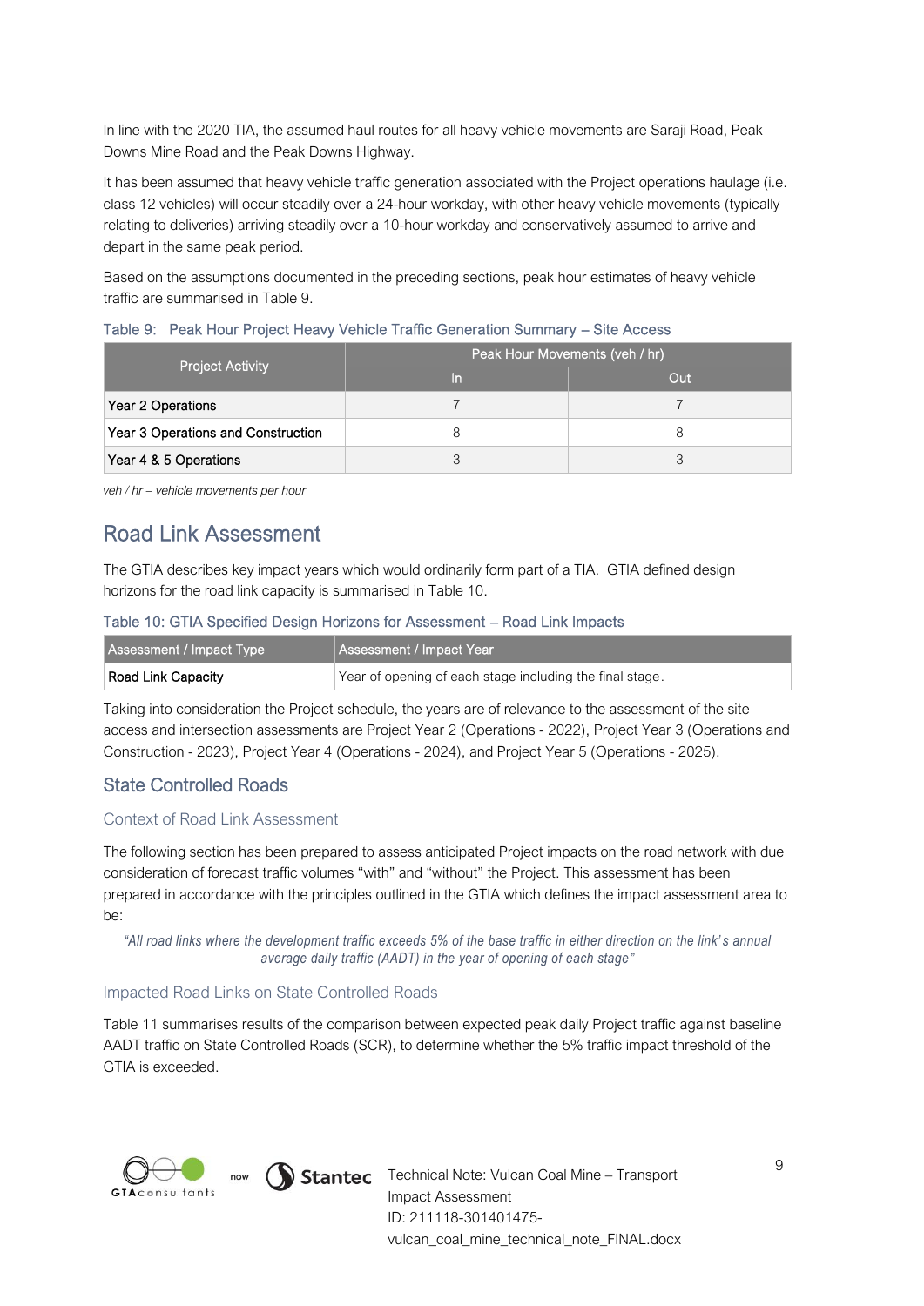In line with the 2020 TIA, the assumed haul routes for all heavy vehicle movements are Saraji Road, Peak Downs Mine Road and the Peak Downs Highway.

It has been assumed that heavy vehicle traffic generation associated with the Project operations haulage (i.e. class 12 vehicles) will occur steadily over a 24-hour workday, with other heavy vehicle movements (typically relating to deliveries) arriving steadily over a 10-hour workday and conservatively assumed to arrive and depart in the same peak period.

Based on the assumptions documented in the preceding sections, peak hour estimates of heavy vehicle traffic are summarised in Table 9.

Table 9: Peak Hour Project Heavy Vehicle Traffic Generation Summary – Site Access

| Project Activity | Peak Hour Movements (veh / hr) | |
|---|---|---|
| | In | Out |
| Year 2 Operations | 7 | 7 |
| Year 3 Operations and Construction | 8 | 8 |
| Year 4 & 5 Operations | 3 | 3 |

*veh / hr – vehicle movements per hour*

## Road Link Assessment

The GTIA describes key impact years which would ordinarily form part of a TIA. GTIA defined design horizons for the road link capacity is summarised in Table 10.

Table 10: GTIA Specified Design Horizons for Assessment – Road Link Impacts

| Assessment / Impact Type | Assessment / Impact Year |
|---|---|
| Road Link Capacity | Year of opening of each stage including the final stage. |

Taking into consideration the Project schedule, the years are of relevance to the assessment of the site access and intersection assessments are Project Year 2 (Operations - 2022), Project Year 3 (Operations and Construction - 2023), Project Year 4 (Operations - 2024), and Project Year 5 (Operations - 2025).

### State Controlled Roads

#### Context of Road Link Assessment

The following section has been prepared to assess anticipated Project impacts on the road network with due consideration of forecast traffic volumes "with" and "without" the Project. This assessment has been prepared in accordance with the principles outlined in the GTIA which defines the impact assessment area to be:

*"All road links where the development traffic exceeds 5% of the base traffic in either direction on the link's annual average daily traffic (AADT) in the year of opening of each stage"*

#### Impacted Road Links on State Controlled Roads

Table 11 summarises results of the comparison between expected peak daily Project traffic against baseline AADT traffic on State Controlled Roads (SCR), to determine whether the 5% traffic impact threshold of the GTIA is exceeded.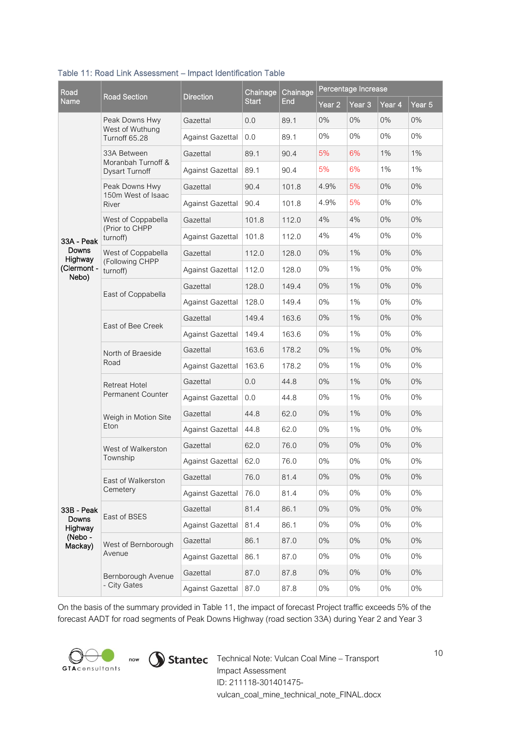Table 11: Road Link Assessment – Impact Identification Table

| Road Name | Road Section | Direction | Chainage Start | Chainage End | Percentage Increase | | | |
|---|---|---|---|---|---|---|---|---|
| | | | | | Year 2 | Year 3 | Year 4 | Year 5 |
| 33A - Peak Downs Highway (Clermont - Nebo) | Peak Downs Hwy West of Wuthung Turnoff 65.28 | Gazettal | 0.0 | 89.1 | 0% | 0% | 0% | 0% |
| | | Against Gazettal | 0.0 | 89.1 | 0% | 0% | 0% | 0% |
| | 33A Between Moranbah Turnoff & Dysart Turnoff | Gazettal | 89.1 | 90.4 | 5% | 6% | 1% | 1% |
| | | Against Gazettal | 89.1 | 90.4 | 5% | 6% | 1% | 1% |
| | Peak Downs Hwy 150m West of Isaac River | Gazettal | 90.4 | 101.8 | 4.9% | 5% | 0% | 0% |
| | | Against Gazettal | 90.4 | 101.8 | 4.9% | 5% | 0% | 0% |
| | West of Coppabella (Prior to CHPP turnoff) | Gazettal | 101.8 | 112.0 | 4% | 4% | 0% | 0% |
| | | Against Gazettal | 101.8 | 112.0 | 4% | 4% | 0% | 0% |
| | West of Coppabella (Following CHPP turnoff) | Gazettal | 112.0 | 128.0 | 0% | 1% | 0% | 0% |
| | | Against Gazettal | 112.0 | 128.0 | 0% | 1% | 0% | 0% |
| | East of Coppabella | Gazettal | 128.0 | 149.4 | 0% | 1% | 0% | 0% |
| | | Against Gazettal | 128.0 | 149.4 | 0% | 1% | 0% | 0% |
| | East of Bee Creek | Gazettal | 149.4 | 163.6 | 0% | 1% | 0% | 0% |
| | | Against Gazettal | 149.4 | 163.6 | 0% | 1% | 0% | 0% |
| | North of Braeside Road | Gazettal | 163.6 | 178.2 | 0% | 1% | 0% | 0% |
| | | Against Gazettal | 163.6 | 178.2 | 0% | 1% | 0% | 0% |
| 33B - Peak Downs Highway (Nebo - Mackay) | Retreat Hotel Permanent Counter | Gazettal | 0.0 | 44.8 | 0% | 1% | 0% | 0% |
| | | Against Gazettal | 0.0 | 44.8 | 0% | 1% | 0% | 0% |
| | Weigh in Motion Site Eton | Gazettal | 44.8 | 62.0 | 0% | 1% | 0% | 0% |
| | | Against Gazettal | 44.8 | 62.0 | 0% | 1% | 0% | 0% |
| | West of Walkerston Township | Gazettal | 62.0 | 76.0 | 0% | 0% | 0% | 0% |
| | | Against Gazettal | 62.0 | 76.0 | 0% | 0% | 0% | 0% |
| | East of Walkerston Cemetery | Gazettal | 76.0 | 81.4 | 0% | 0% | 0% | 0% |
| | | Against Gazettal | 76.0 | 81.4 | 0% | 0% | 0% | 0% |
| | East of BSES | Gazettal | 81.4 | 86.1 | 0% | 0% | 0% | 0% |
| | | Against Gazettal | 81.4 | 86.1 | 0% | 0% | 0% | 0% |
| | West of Bernborough Avenue | Gazettal | 86.1 | 87.0 | 0% | 0% | 0% | 0% |
| | | Against Gazettal | 86.1 | 87.0 | 0% | 0% | 0% | 0% |
| | Bernborough Avenue - City Gates | Gazettal | 87.0 | 87.8 | 0% | 0% | 0% | 0% |
| | | Against Gazettal | 87.0 | 87.8 | 0% | 0% | 0% | 0% |

On the basis of the summary provided in Table 11, the impact of forecast Project traffic exceeds 5% of the forecast AADT for road segments of Peak Downs Highway (road section 33A) during Year 2 and Year 3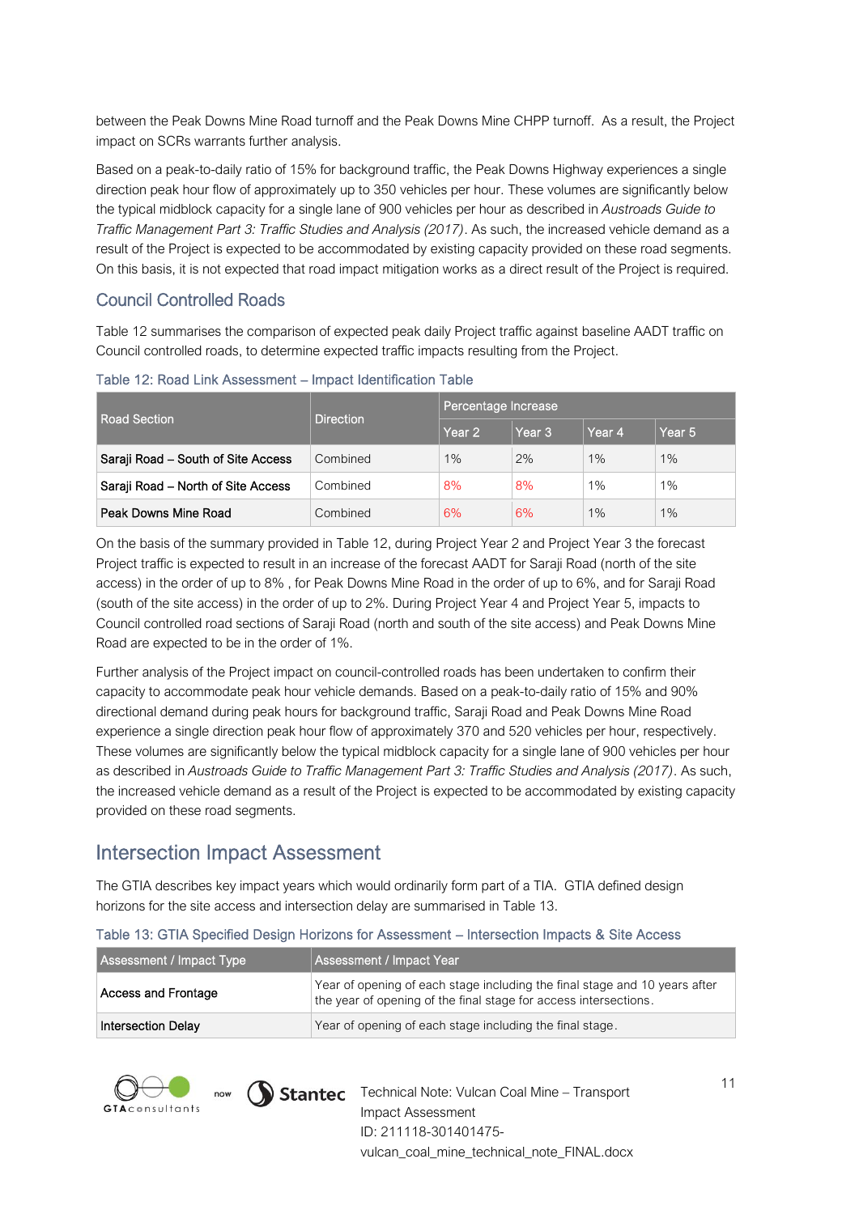between the Peak Downs Mine Road turnoff and the Peak Downs Mine CHPP turnoff. As a result, the Project impact on SCRs warrants further analysis.

Based on a peak-to-daily ratio of 15% for background traffic, the Peak Downs Highway experiences a single direction peak hour flow of approximately up to 350 vehicles per hour. These volumes are significantly below the typical midblock capacity for a single lane of 900 vehicles per hour as described in *Austroads Guide to Traffic Management Part 3: Traffic Studies and Analysis (2017)*. As such, the increased vehicle demand as a result of the Project is expected to be accommodated by existing capacity provided on these road segments. On this basis, it is not expected that road impact mitigation works as a direct result of the Project is required.

### Council Controlled Roads

Table 12 summarises the comparison of expected peak daily Project traffic against baseline AADT traffic on Council controlled roads, to determine expected traffic impacts resulting from the Project.

Table 12: Road Link Assessment – Impact Identification Table

| Road Section | Direction | Percentage Increase | | | |
|---|---|---|---|---|---|
| | | Year 2 | Year 3 | Year 4 | Year 5 |
| Saraji Road – South of Site Access | Combined | 1% | 2% | 1% | 1% |
| Saraji Road – North of Site Access | Combined | 8% | 8% | 1% | 1% |
| Peak Downs Mine Road | Combined | 6% | 6% | 1% | 1% |

On the basis of the summary provided in Table 12, during Project Year 2 and Project Year 3 the forecast Project traffic is expected to result in an increase of the forecast AADT for Saraji Road (north of the site access) in the order of up to 8% , for Peak Downs Mine Road in the order of up to 6%, and for Saraji Road (south of the site access) in the order of up to 2%. During Project Year 4 and Project Year 5, impacts to Council controlled road sections of Saraji Road (north and south of the site access) and Peak Downs Mine Road are expected to be in the order of 1%.

Further analysis of the Project impact on council-controlled roads has been undertaken to confirm their capacity to accommodate peak hour vehicle demands. Based on a peak-to-daily ratio of 15% and 90% directional demand during peak hours for background traffic, Saraji Road and Peak Downs Mine Road experience a single direction peak hour flow of approximately 370 and 520 vehicles per hour, respectively. These volumes are significantly below the typical midblock capacity for a single lane of 900 vehicles per hour as described in *Austroads Guide to Traffic Management Part 3: Traffic Studies and Analysis (2017)*. As such, the increased vehicle demand as a result of the Project is expected to be accommodated by existing capacity provided on these road segments.

## Intersection Impact Assessment

The GTIA describes key impact years which would ordinarily form part of a TIA. GTIA defined design horizons for the site access and intersection delay are summarised in Table 13.

Table 13: GTIA Specified Design Horizons for Assessment – Intersection Impacts & Site Access

| Assessment / Impact Type | Assessment / Impact Year |
|---|---|
| Access and Frontage | Year of opening of each stage including the final stage and 10 years after the year of opening of the final stage for access intersections. |
| Intersection Delay | Year of opening of each stage including the final stage. |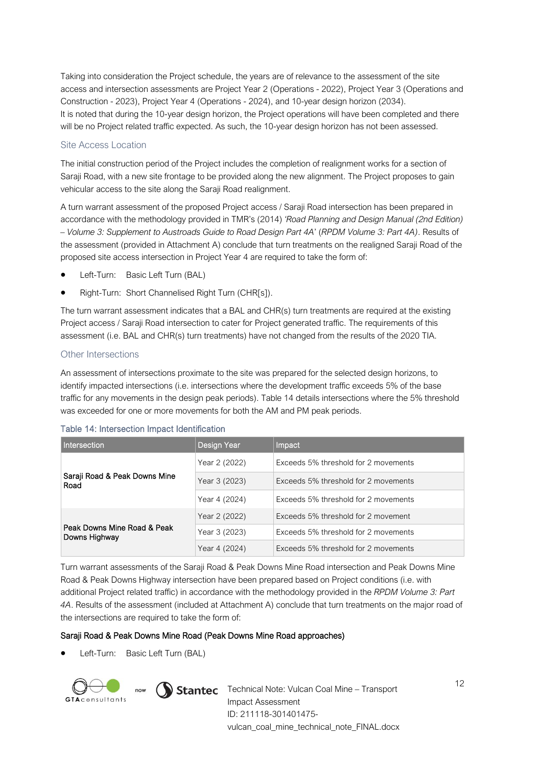Taking into consideration the Project schedule, the years are of relevance to the assessment of the site access and intersection assessments are Project Year 2 (Operations - 2022), Project Year 3 (Operations and Construction - 2023), Project Year 4 (Operations - 2024), and 10-year design horizon (2034).
It is noted that during the 10-year design horizon, the Project operations will have been completed and there will be no Project related traffic expected. As such, the 10-year design horizon has not been assessed.

### Site Access Location

The initial construction period of the Project includes the completion of realignment works for a section of Saraji Road, with a new site frontage to be provided along the new alignment. The Project proposes to gain vehicular access to the site along the Saraji Road realignment.

A turn warrant assessment of the proposed Project access / Saraji Road intersection has been prepared in accordance with the methodology provided in TMR's (2014) *'Road Planning and Design Manual (2nd Edition) – Volume 3: Supplement to Austroads Guide to Road Design Part 4A'* (*RPDM Volume 3: Part 4A)*. Results of the assessment (provided in Attachment A) conclude that turn treatments on the realigned Saraji Road of the proposed site access intersection in Project Year 4 are required to take the form of:

- Left-Turn: Basic Left Turn (BAL)
- Right-Turn: Short Channelised Right Turn (CHR[s]).

The turn warrant assessment indicates that a BAL and CHR(s) turn treatments are required at the existing Project access / Saraji Road intersection to cater for Project generated traffic. The requirements of this assessment (i.e. BAL and CHR(s) turn treatments) have not changed from the results of the 2020 TIA.

### Other Intersections

An assessment of intersections proximate to the site was prepared for the selected design horizons, to identify impacted intersections (i.e. intersections where the development traffic exceeds 5% of the base traffic for any movements in the design peak periods). Table 14 details intersections where the 5% threshold was exceeded for one or more movements for both the AM and PM peak periods.

Table 14: Intersection Impact Identification

| Intersection | Design Year | Impact |
|---|---|---|
| Saraji Road & Peak Downs Mine Road | Year 2 (2022) | Exceeds 5% threshold for 2 movements |
| | Year 3 (2023) | Exceeds 5% threshold for 2 movements |
| | Year 4 (2024) | Exceeds 5% threshold for 2 movements |
| Peak Downs Mine Road & Peak Downs Highway | Year 2 (2022) | Exceeds 5% threshold for 2 movement |
| | Year 3 (2023) | Exceeds 5% threshold for 2 movements |
| | Year 4 (2024) | Exceeds 5% threshold for 2 movements |

Turn warrant assessments of the Saraji Road & Peak Downs Mine Road intersection and Peak Downs Mine Road & Peak Downs Highway intersection have been prepared based on Project conditions (i.e. with additional Project related traffic) in accordance with the methodology provided in the *RPDM Volume 3: Part 4A*. Results of the assessment (included at Attachment A) conclude that turn treatments on the major road of the intersections are required to take the form of:

**Saraji Road & Peak Downs Mine Road (Peak Downs Mine Road approaches)**

- Left-Turn: Basic Left Turn (BAL)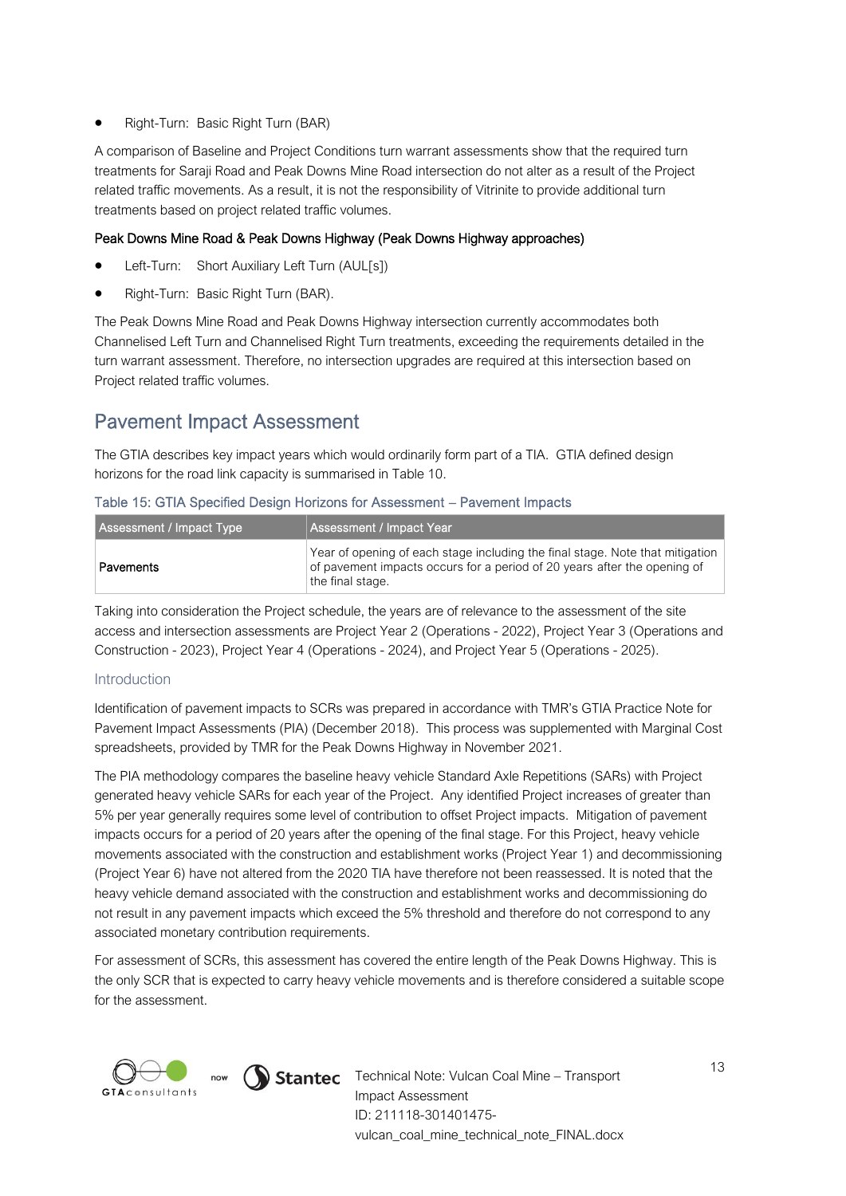- Right-Turn: Basic Right Turn (BAR)

A comparison of Baseline and Project Conditions turn warrant assessments show that the required turn treatments for Saraji Road and Peak Downs Mine Road intersection do not alter as a result of the Project related traffic movements. As a result, it is not the responsibility of Vitrinite to provide additional turn treatments based on project related traffic volumes.

#### Peak Downs Mine Road & Peak Downs Highway (Peak Downs Highway approaches)

- Left-Turn: Short Auxiliary Left Turn (AUL[s])
- Right-Turn: Basic Right Turn (BAR).

The Peak Downs Mine Road and Peak Downs Highway intersection currently accommodates both Channelised Left Turn and Channelised Right Turn treatments, exceeding the requirements detailed in the turn warrant assessment. Therefore, no intersection upgrades are required at this intersection based on Project related traffic volumes.

## Pavement Impact Assessment

The GTIA describes key impact years which would ordinarily form part of a TIA. GTIA defined design horizons for the road link capacity is summarised in Table 10.

Table 15: GTIA Specified Design Horizons for Assessment – Pavement Impacts

| Assessment / Impact Type | Assessment / Impact Year |
| --- | --- |
| Pavements | Year of opening of each stage including the final stage. Note that mitigation of pavement impacts occurs for a period of 20 years after the opening of the final stage. |

Taking into consideration the Project schedule, the years are of relevance to the assessment of the site access and intersection assessments are Project Year 2 (Operations - 2022), Project Year 3 (Operations and Construction - 2023), Project Year 4 (Operations - 2024), and Project Year 5 (Operations - 2025).

### Introduction

Identification of pavement impacts to SCRs was prepared in accordance with TMR's GTIA Practice Note for Pavement Impact Assessments (PIA) (December 2018). This process was supplemented with Marginal Cost spreadsheets, provided by TMR for the Peak Downs Highway in November 2021.

The PIA methodology compares the baseline heavy vehicle Standard Axle Repetitions (SARs) with Project generated heavy vehicle SARs for each year of the Project. Any identified Project increases of greater than 5% per year generally requires some level of contribution to offset Project impacts. Mitigation of pavement impacts occurs for a period of 20 years after the opening of the final stage. For this Project, heavy vehicle movements associated with the construction and establishment works (Project Year 1) and decommissioning (Project Year 6) have not altered from the 2020 TIA have therefore not been reassessed. It is noted that the heavy vehicle demand associated with the construction and establishment works and decommissioning do not result in any pavement impacts which exceed the 5% threshold and therefore do not correspond to any associated monetary contribution requirements.

For assessment of SCRs, this assessment has covered the entire length of the Peak Downs Highway. This is the only SCR that is expected to carry heavy vehicle movements and is therefore considered a suitable scope for the assessment.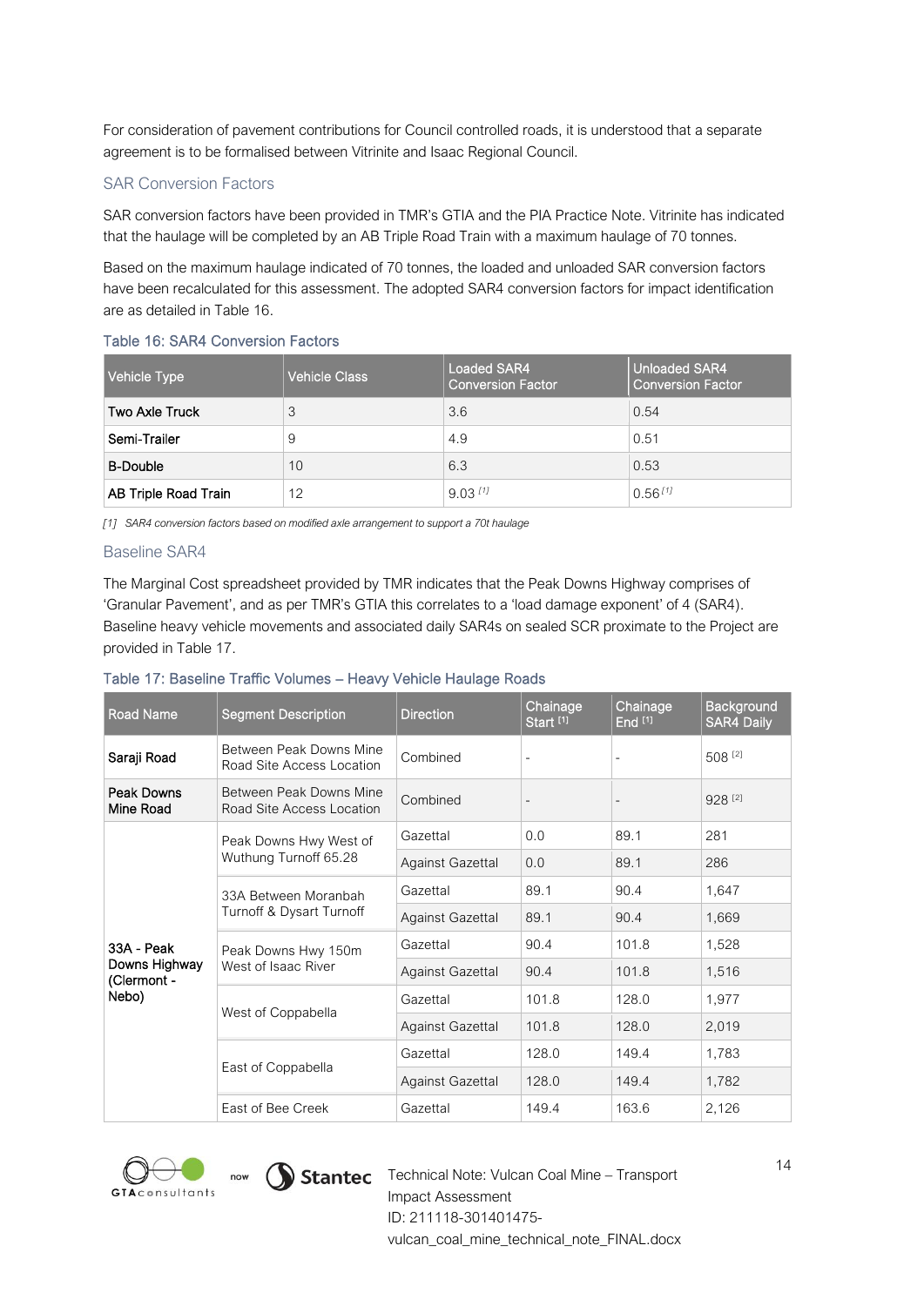For consideration of pavement contributions for Council controlled roads, it is understood that a separate agreement is to be formalised between Vitrinite and Isaac Regional Council.

### SAR Conversion Factors

SAR conversion factors have been provided in TMR's GTIA and the PIA Practice Note. Vitrinite has indicated that the haulage will be completed by an AB Triple Road Train with a maximum haulage of 70 tonnes.

Based on the maximum haulage indicated of 70 tonnes, the loaded and unloaded SAR conversion factors have been recalculated for this assessment. The adopted SAR4 conversion factors for impact identification are as detailed in Table 16.

Table 16: SAR4 Conversion Factors

| Vehicle Type | Vehicle Class | Loaded SAR4 Conversion Factor | Unloaded SAR4 Conversion Factor |
|---|---|---|---|
| Two Axle Truck | 3 | 3.6 | 0.54 |
| Semi-Trailer | 9 | 4.9 | 0.51 |
| B-Double | 10 | 6.3 | 0.53 |
| AB Triple Road Train | 12 | 9.03 [1] | 0.56 [1] |

*[1] SAR4 conversion factors based on modified axle arrangement to support a 70t haulage*

### Baseline SAR4

The Marginal Cost spreadsheet provided by TMR indicates that the Peak Downs Highway comprises of 'Granular Pavement', and as per TMR's GTIA this correlates to a 'load damage exponent' of 4 (SAR4). Baseline heavy vehicle movements and associated daily SAR4s on sealed SCR proximate to the Project are provided in Table 17.

Table 17: Baseline Traffic Volumes – Heavy Vehicle Haulage Roads

| Road Name | Segment Description | Direction | Chainage Start [1] | Chainage End [1] | Background SAR4 Daily |
|---|---|---|---|---|---|
| Saraji Road | Between Peak Downs Mine Road Site Access Location | Combined | - | - | 508 [2] |
| Peak Downs Mine Road | Between Peak Downs Mine Road Site Access Location | Combined | - | - | 928 [2] |
| 33A - Peak Downs Highway (Clermont - Nebo) | Peak Downs Hwy West of Wuthung Turnoff 65.28 | Gazettal | 0.0 | 89.1 | 281 |
| | | Against Gazettal | 0.0 | 89.1 | 286 |
| | 33A Between Moranbah Turnoff & Dysart Turnoff | Gazettal | 89.1 | 90.4 | 1,647 |
| | | Against Gazettal | 89.1 | 90.4 | 1,669 |
| | Peak Downs Hwy 150m West of Isaac River | Gazettal | 90.4 | 101.8 | 1,528 |
| | | Against Gazettal | 90.4 | 101.8 | 1,516 |
| | West of Coppabella | Gazettal | 101.8 | 128.0 | 1,977 |
| | | Against Gazettal | 101.8 | 128.0 | 2,019 |
| | East of Coppabella | Gazettal | 128.0 | 149.4 | 1,783 |
| | | Against Gazettal | 128.0 | 149.4 | 1,782 |
| | East of Bee Creek | Gazettal | 149.4 | 163.6 | 2,126 |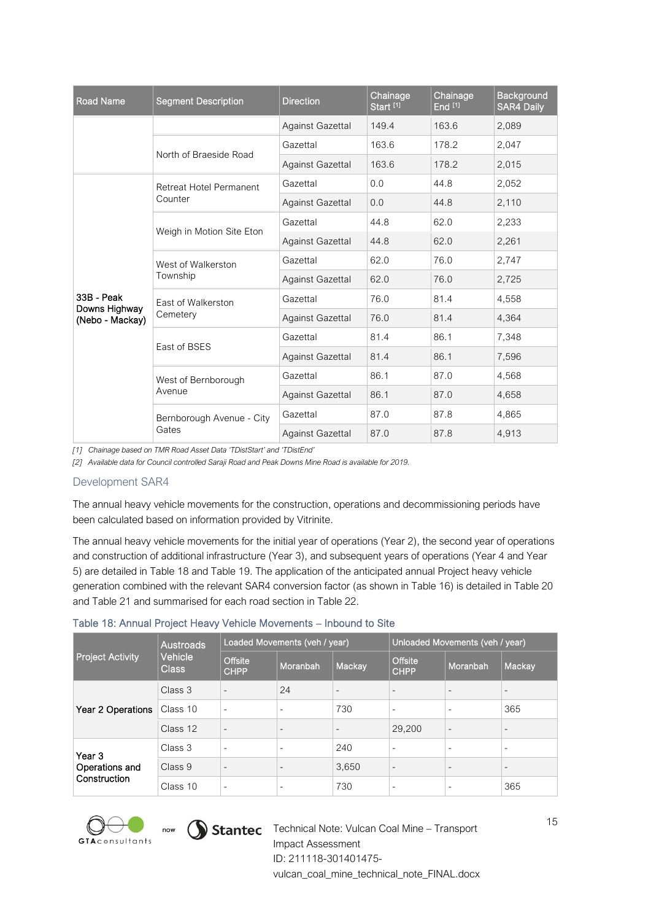| Road Name | Segment Description | Direction | Chainage Start [1] | Chainage End [1] | Background SAR4 Daily |
|---|---|---|---|---|---|
| | | Against Gazettal | 149.4 | 163.6 | 2,089 |
| | North of Braeside Road | Gazettal | 163.6 | 178.2 | 2,047 |
| | | Against Gazettal | 163.6 | 178.2 | 2,015 |
| 33B - Peak Downs Highway (Nebo - Mackay) | Retreat Hotel Permanent Counter | Gazettal | 0.0 | 44.8 | 2,052 |
| | | Against Gazettal | 0.0 | 44.8 | 2,110 |
| | Weigh in Motion Site Eton | Gazettal | 44.8 | 62.0 | 2,233 |
| | | Against Gazettal | 44.8 | 62.0 | 2,261 |
| | West of Walkerston Township | Gazettal | 62.0 | 76.0 | 2,747 |
| | | Against Gazettal | 62.0 | 76.0 | 2,725 |
| | East of Walkerston Cemetery | Gazettal | 76.0 | 81.4 | 4,558 |
| | | Against Gazettal | 76.0 | 81.4 | 4,364 |
| | East of BSES | Gazettal | 81.4 | 86.1 | 7,348 |
| | | Against Gazettal | 81.4 | 86.1 | 7,596 |
| | West of Bernborough Avenue | Gazettal | 86.1 | 87.0 | 4,568 |
| | | Against Gazettal | 86.1 | 87.0 | 4,658 |
| | Bernborough Avenue - City Gates | Gazettal | 87.0 | 87.8 | 4,865 |
| | | Against Gazettal | 87.0 | 87.8 | 4,913 |

*[1] Chainage based on TMR Road Asset Data 'TDistStart' and 'TDistEnd'*

*[2] Available data for Council controlled Saraji Road and Peak Downs Mine Road is available for 2019.*

### Development SAR4

The annual heavy vehicle movements for the construction, operations and decommissioning periods have been calculated based on information provided by Vitrinite.

The annual heavy vehicle movements for the initial year of operations (Year 2), the second year of operations and construction of additional infrastructure (Year 3), and subsequent years of operations (Year 4 and Year 5) are detailed in Table 18 and Table 19. The application of the anticipated annual Project heavy vehicle generation combined with the relevant SAR4 conversion factor (as shown in Table 16) is detailed in Table 20 and Table 21 and summarised for each road section in Table 22.

Table 18: Annual Project Heavy Vehicle Movements – Inbound to Site

| Project Activity | Austroads Vehicle Class | Loaded Movements (veh / year) | | | Unloaded Movements (veh / year) | | |
|---|---|---|---|---|---|---|---|
| | | Offsite CHPP | Moranbah | Mackay | Offsite CHPP | Moranbah | Mackay |
| Year 2 Operations | Class 3 | - | 24 | - | - | - | - |
| | Class 10 | - | - | 730 | - | - | 365 |
| | Class 12 | - | - | - | 29,200 | - | - |
| Year 3 Operations and Construction | Class 3 | - | - | 240 | - | - | - |
| | Class 9 | - | - | 3,650 | - | - | - |
| | Class 10 | - | - | 730 | - | - | 365 |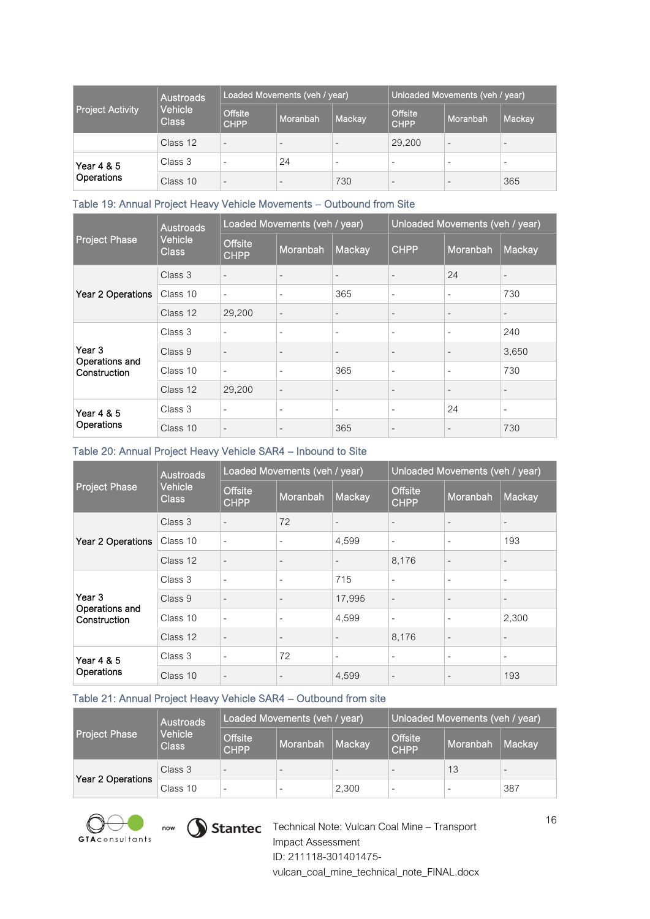| Project Activity | Austroads Vehicle Class | Loaded Movements (veh / year) | | | Unloaded Movements (veh / year) | | |
|---|---|---|---|---|---|---|---|
| | | Offsite CHPP | Moranbah | Mackay | Offsite CHPP | Moranbah | Mackay |
| | Class 12 | - | - | - | 29,200 | - | - |
| Year 4 & 5 Operations | Class 3 | - | 24 | - | - | - | - |
| | Class 10 | - | - | 730 | - | - | 365 |

Table 19: Annual Project Heavy Vehicle Movements – Outbound from Site

| Project Phase | Austroads Vehicle Class | Loaded Movements (veh / year) | | | Unloaded Movements (veh / year) | | |
|---|---|---|---|---|---|---|---|
| | | Offsite CHPP | Moranbah | Mackay | CHPP | Moranbah | Mackay |
| Year 2 Operations | Class 3 | - | - | - | - | 24 | - |
| | Class 10 | - | - | 365 | - | - | 730 |
| | Class 12 | 29,200 | - | - | - | - | - |
| Year 3 Operations and Construction | Class 3 | - | - | - | - | - | 240 |
| | Class 9 | - | - | - | - | - | 3,650 |
| | Class 10 | - | - | 365 | - | - | 730 |
| | Class 12 | 29,200 | - | - | - | - | - |
| Year 4 & 5 Operations | Class 3 | - | - | - | - | 24 | - |
| | Class 10 | - | - | 365 | - | - | 730 |

Table 20: Annual Project Heavy Vehicle SAR4 – Inbound to Site

| Project Phase | Austroads Vehicle Class | Loaded Movements (veh / year) | | | Unloaded Movements (veh / year) | | |
|---|---|---|---|---|---|---|---|
| | | Offsite CHPP | Moranbah | Mackay | Offsite CHPP | Moranbah | Mackay |
| Year 2 Operations | Class 3 | - | 72 | - | - | - | - |
| | Class 10 | - | - | 4,599 | - | - | 193 |
| | Class 12 | - | - | - | 8,176 | - | - |
| Year 3 Operations and Construction | Class 3 | - | - | 715 | - | - | - |
| | Class 9 | - | - | 17,995 | - | - | - |
| | Class 10 | - | - | 4,599 | - | - | 2,300 |
| | Class 12 | - | - | - | 8,176 | - | - |
| Year 4 & 5 Operations | Class 3 | - | 72 | - | - | - | - |
| | Class 10 | - | - | 4,599 | - | - | 193 |

Table 21: Annual Project Heavy Vehicle SAR4 – Outbound from site

| Project Phase | Austroads Vehicle Class | Loaded Movements (veh / year) | | | Unloaded Movements (veh / year) | | |
|---|---|---|---|---|---|---|---|
| | | Offsite CHPP | Moranbah | Mackay | Offsite CHPP | Moranbah | Mackay |
| Year 2 Operations | Class 3 | - | - | - | - | 13 | - |
| | Class 10 | - | - | 2,300 | - | - | 387 |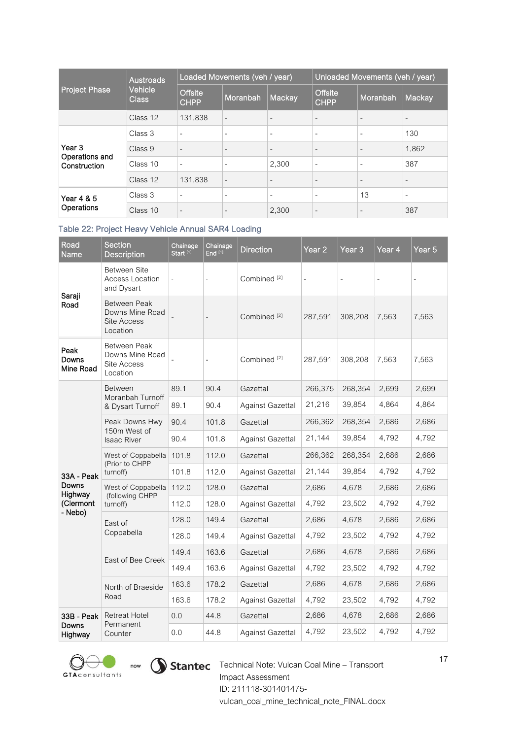| Project Phase | Austroads Vehicle Class | Loaded Movements (veh / year) | | | Unloaded Movements (veh / year) | | |
|---|---|---|---|---|---|---|---|
| | | Offsite CHPP | Moranbah | Mackay | Offsite CHPP | Moranbah | Mackay |
| | Class 12 | 131,838 | - | - | - | - | - |
| Year 3 Operations and Construction | Class 3 | - | - | - | - | - | 130 |
| | Class 9 | - | - | - | - | - | 1,862 |
| | Class 10 | - | - | 2,300 | - | - | 387 |
| | Class 12 | 131,838 | - | - | - | - | - |
| Year 4 & 5 Operations | Class 3 | - | - | - | - | 13 | - |
| | Class 10 | - | - | 2,300 | - | - | 387 |

Table 22: Project Heavy Vehicle Annual SAR4 Loading

| Road Name | Section Description | Chainage Start [1] | Chainage End [1] | Direction | Year 2 | Year 3 | Year 4 | Year 5 |
|---|---|---|---|---|---|---|---|---|
| Saraji Road | Between Site Access Location and Dysart | - | - | Combined [2] | - | - | - | - |
| | Between Peak Downs Mine Road Site Access Location | - | - | Combined [2] | 287,591 | 308,208 | 7,563 | 7,563 |
| Peak Downs Mine Road | Between Peak Downs Mine Road Site Access Location | - | - | Combined [2] | 287,591 | 308,208 | 7,563 | 7,563 |
| 33A - Peak Downs Highway (Clermont - Nebo) | Between Moranbah Turnoff & Dysart Turnoff | 89.1 | 90.4 | Gazettal | 266,375 | 268,354 | 2,699 | 2,699 |
| | | 89.1 | 90.4 | Against Gazettal | 21,216 | 39,854 | 4,864 | 4,864 |
| | Peak Downs Hwy 150m West of Isaac River | 90.4 | 101.8 | Gazettal | 266,362 | 268,354 | 2,686 | 2,686 |
| | | 90.4 | 101.8 | Against Gazettal | 21,144 | 39,854 | 4,792 | 4,792 |
| | West of Coppabella (Prior to CHPP turnoff) | 101.8 | 112.0 | Gazettal | 266,362 | 268,354 | 2,686 | 2,686 |
| | | 101.8 | 112.0 | Against Gazettal | 21,144 | 39,854 | 4,792 | 4,792 |
| | West of Coppabella (following CHPP turnoff) | 112.0 | 128.0 | Gazettal | 2,686 | 4,678 | 2,686 | 2,686 |
| | | 112.0 | 128.0 | Against Gazettal | 4,792 | 23,502 | 4,792 | 4,792 |
| | East of Coppabella | 128.0 | 149.4 | Gazettal | 2,686 | 4,678 | 2,686 | 2,686 |
| | | 128.0 | 149.4 | Against Gazettal | 4,792 | 23,502 | 4,792 | 4,792 |
| | East of Bee Creek | 149.4 | 163.6 | Gazettal | 2,686 | 4,678 | 2,686 | 2,686 |
| | | 149.4 | 163.6 | Against Gazettal | 4,792 | 23,502 | 4,792 | 4,792 |
| | North of Braeside Road | 163.6 | 178.2 | Gazettal | 2,686 | 4,678 | 2,686 | 2,686 |
| | | 163.6 | 178.2 | Against Gazettal | 4,792 | 23,502 | 4,792 | 4,792 |
| 33B - Peak Downs Highway | Retreat Hotel Permanent Counter | 0.0 | 44.8 | Gazettal | 2,686 | 4,678 | 2,686 | 2,686 |
| | | 0.0 | 44.8 | Against Gazettal | 4,792 | 23,502 | 4,792 | 4,792 |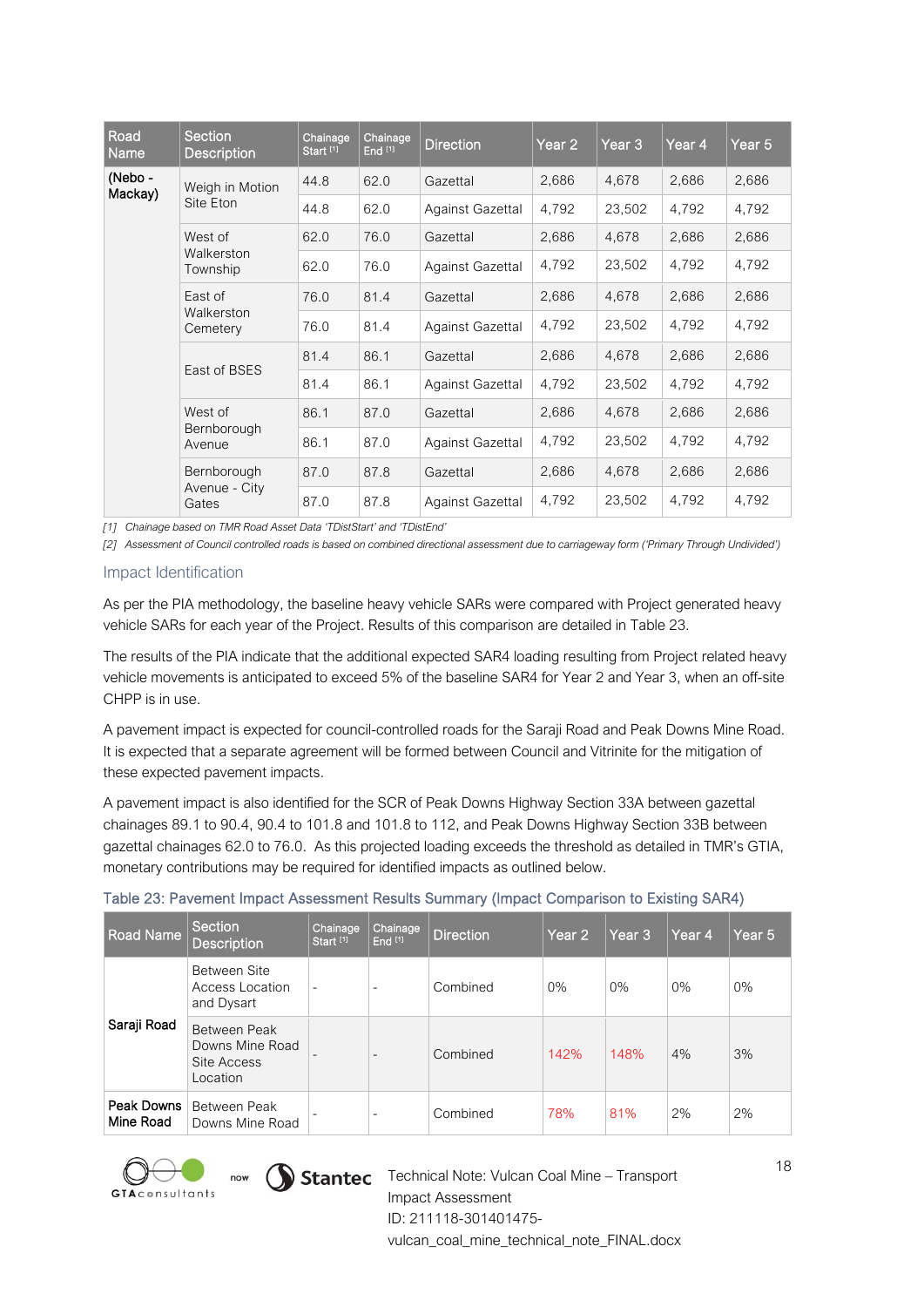| Road Name | Section Description | Chainage Start [1] | Chainage End [1] | Direction | Year 2 | Year 3 | Year 4 | Year 5 |
|---|---|---|---|---|---|---|---|---|
| (Nebo - Mackay) | Weigh in Motion Site Eton | 44.8 | 62.0 | Gazettal | 2,686 | 4,678 | 2,686 | 2,686 |
| | | 44.8 | 62.0 | Against Gazettal | 4,792 | 23,502 | 4,792 | 4,792 |
| | West of Walkerston Township | 62.0 | 76.0 | Gazettal | 2,686 | 4,678 | 2,686 | 2,686 |
| | | 62.0 | 76.0 | Against Gazettal | 4,792 | 23,502 | 4,792 | 4,792 |
| | East of Walkerston Cemetery | 76.0 | 81.4 | Gazettal | 2,686 | 4,678 | 2,686 | 2,686 |
| | | 76.0 | 81.4 | Against Gazettal | 4,792 | 23,502 | 4,792 | 4,792 |
| | East of BSES | 81.4 | 86.1 | Gazettal | 2,686 | 4,678 | 2,686 | 2,686 |
| | | 81.4 | 86.1 | Against Gazettal | 4,792 | 23,502 | 4,792 | 4,792 |
| | West of Bernborough Avenue | 86.1 | 87.0 | Gazettal | 2,686 | 4,678 | 2,686 | 2,686 |
| | | 86.1 | 87.0 | Against Gazettal | 4,792 | 23,502 | 4,792 | 4,792 |
| | Bernborough Avenue - City Gates | 87.0 | 87.8 | Gazettal | 2,686 | 4,678 | 2,686 | 2,686 |
| | | 87.0 | 87.8 | Against Gazettal | 4,792 | 23,502 | 4,792 | 4,792 |

*[1] Chainage based on TMR Road Asset Data 'TDistStart' and 'TDistEnd'*

*[2] Assessment of Council controlled roads is based on combined directional assessment due to carriageway form ('Primary Through Undivided')*

### Impact Identification

As per the PIA methodology, the baseline heavy vehicle SARs were compared with Project generated heavy vehicle SARs for each year of the Project. Results of this comparison are detailed in Table 23.

The results of the PIA indicate that the additional expected SAR4 loading resulting from Project related heavy vehicle movements is anticipated to exceed 5% of the baseline SAR4 for Year 2 and Year 3, when an off-site CHPP is in use.

A pavement impact is expected for council-controlled roads for the Saraji Road and Peak Downs Mine Road. It is expected that a separate agreement will be formed between Council and Vitrinite for the mitigation of these expected pavement impacts.

A pavement impact is also identified for the SCR of Peak Downs Highway Section 33A between gazettal chainages 89.1 to 90.4, 90.4 to 101.8 and 101.8 to 112, and Peak Downs Highway Section 33B between gazettal chainages 62.0 to 76.0. As this projected loading exceeds the threshold as detailed in TMR's GTIA, monetary contributions may be required for identified impacts as outlined below.

Table 23: Pavement Impact Assessment Results Summary (Impact Comparison to Existing SAR4)

| Road Name | Section Description | Chainage Start [1] | Chainage End [1] | Direction | Year 2 | Year 3 | Year 4 | Year 5 |
|---|---|---|---|---|---|---|---|---|
| Saraji Road | Between Site Access Location and Dysart | - | - | Combined | 0% | 0% | 0% | 0% |
| | Between Peak Downs Mine Road Site Access Location | - | - | Combined | 142% | 148% | 4% | 3% |
| Peak Downs Mine Road | Between Peak Downs Mine Road | - | - | Combined | 78% | 81% | 2% | 2% |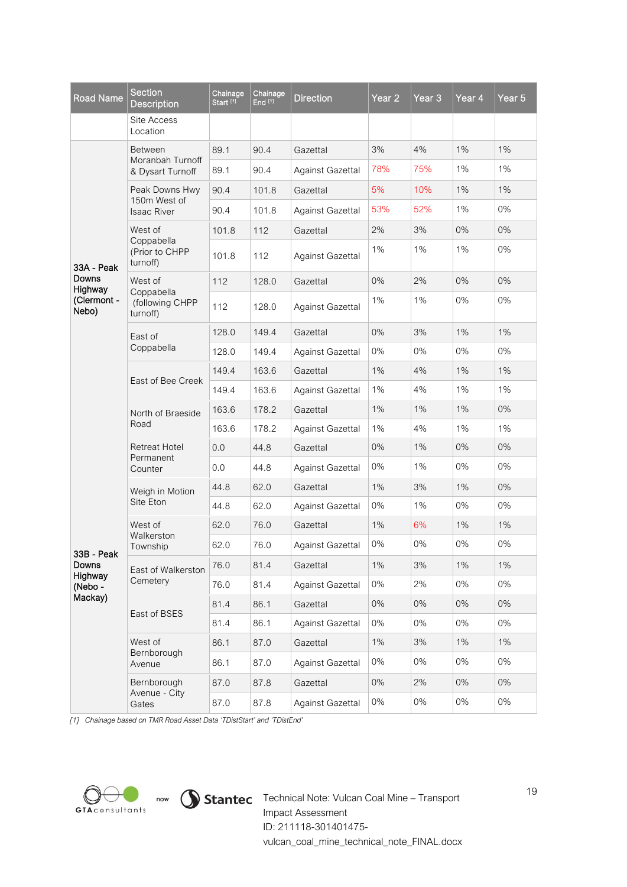| Road Name | Section Description | Chainage Start [1] | Chainage End [1] | Direction | Year 2 | Year 3 | Year 4 | Year 5 |
|---|---|---|---|---|---|---|---|---|
| | Site Access Location | | | | | | | |
| 33A - Peak Downs Highway (Clermont - Nebo) | Between Moranbah Turnoff & Dysart Turnoff | 89.1 | 90.4 | Gazettal | 3% | 4% | 1% | 1% |
| | | 89.1 | 90.4 | Against Gazettal | 78% | 75% | 1% | 1% |
| | Peak Downs Hwy 150m West of Isaac River | 90.4 | 101.8 | Gazettal | 5% | 10% | 1% | 1% |
| | | 90.4 | 101.8 | Against Gazettal | 53% | 52% | 1% | 0% |
| | West of Coppabella (Prior to CHPP turnoff) | 101.8 | 112 | Gazettal | 2% | 3% | 0% | 0% |
| | | 101.8 | 112 | Against Gazettal | 1% | 1% | 1% | 0% |
| | West of Coppabella (following CHPP turnoff) | 112 | 128.0 | Gazettal | 0% | 2% | 0% | 0% |
| | | 112 | 128.0 | Against Gazettal | 1% | 1% | 0% | 0% |
| | East of Coppabella | 128.0 | 149.4 | Gazettal | 0% | 3% | 1% | 1% |
| | | 128.0 | 149.4 | Against Gazettal | 0% | 0% | 0% | 0% |
| | East of Bee Creek | 149.4 | 163.6 | Gazettal | 1% | 4% | 1% | 1% |
| | | 149.4 | 163.6 | Against Gazettal | 1% | 4% | 1% | 1% |
| | North of Braeside Road | 163.6 | 178.2 | Gazettal | 1% | 1% | 1% | 0% |
| | | 163.6 | 178.2 | Against Gazettal | 1% | 4% | 1% | 1% |
| 33B - Peak Downs Highway (Nebo - Mackay) | Retreat Hotel Permanent Counter | 0.0 | 44.8 | Gazettal | 0% | 1% | 0% | 0% |
| | | 0.0 | 44.8 | Against Gazettal | 0% | 1% | 0% | 0% |
| | Weigh in Motion Site Eton | 44.8 | 62.0 | Gazettal | 1% | 3% | 1% | 0% |
| | | 44.8 | 62.0 | Against Gazettal | 0% | 1% | 0% | 0% |
| | West of Walkerston Township | 62.0 | 76.0 | Gazettal | 1% | 6% | 1% | 1% |
| | | 62.0 | 76.0 | Against Gazettal | 0% | 0% | 0% | 0% |
| | East of Walkerston Cemetery | 76.0 | 81.4 | Gazettal | 1% | 3% | 1% | 1% |
| | | 76.0 | 81.4 | Against Gazettal | 0% | 2% | 0% | 0% |
| | East of BSES | 81.4 | 86.1 | Gazettal | 0% | 0% | 0% | 0% |
| | | 81.4 | 86.1 | Against Gazettal | 0% | 0% | 0% | 0% |
| | West of Bernborough Avenue | 86.1 | 87.0 | Gazettal | 1% | 3% | 1% | 1% |
| | | 86.1 | 87.0 | Against Gazettal | 0% | 0% | 0% | 0% |
| | Bernborough Avenue - City Gates | 87.0 | 87.8 | Gazettal | 0% | 2% | 0% | 0% |
| | | 87.0 | 87.8 | Against Gazettal | 0% | 0% | 0% | 0% |

*[1] Chainage based on TMR Road Asset Data 'TDistStart' and 'TDistEnd'*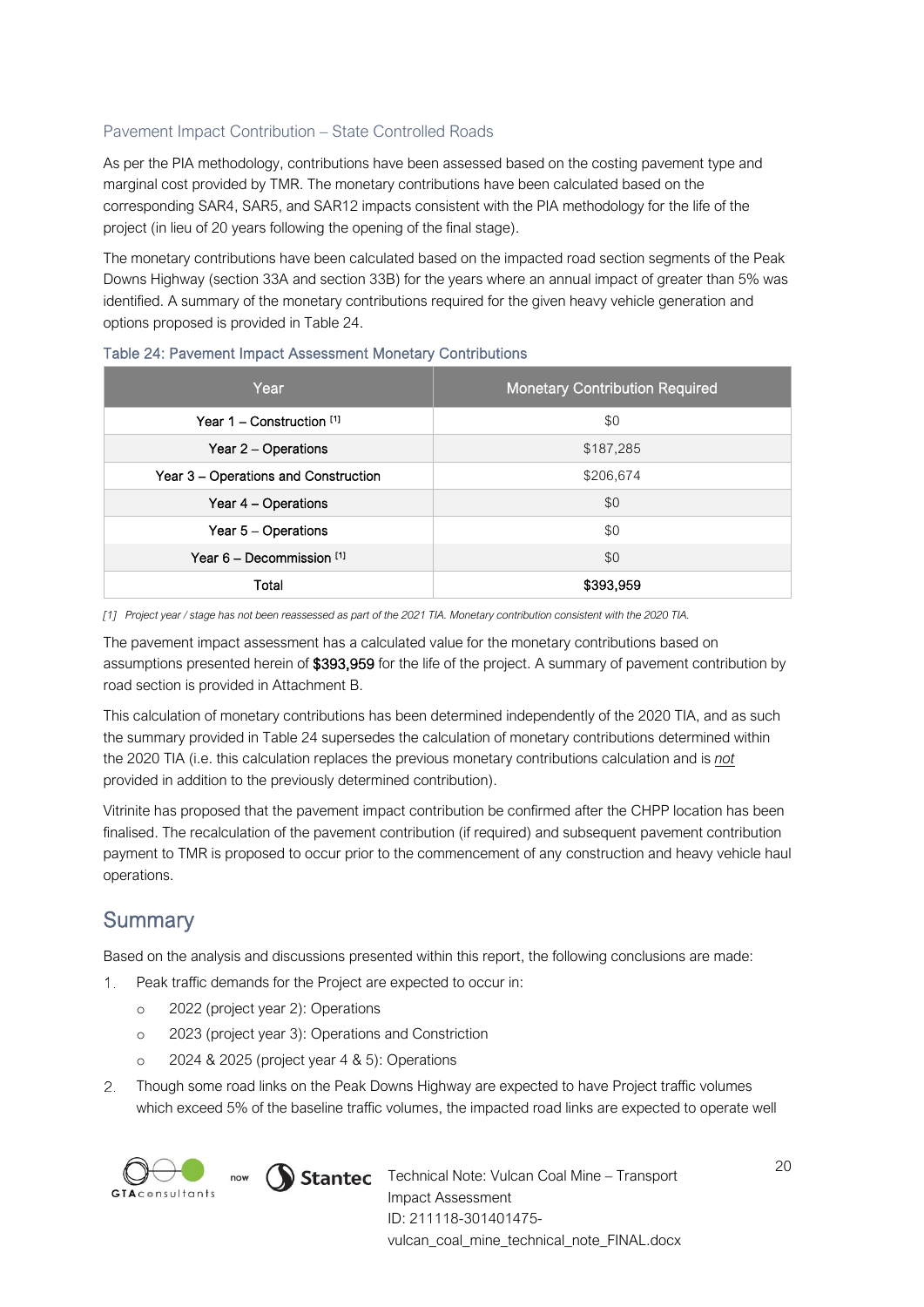### Pavement Impact Contribution – State Controlled Roads

As per the PIA methodology, contributions have been assessed based on the costing pavement type and marginal cost provided by TMR. The monetary contributions have been calculated based on the corresponding SAR4, SAR5, and SAR12 impacts consistent with the PIA methodology for the life of the project (in lieu of 20 years following the opening of the final stage).

The monetary contributions have been calculated based on the impacted road section segments of the Peak Downs Highway (section 33A and section 33B) for the years where an annual impact of greater than 5% was identified. A summary of the monetary contributions required for the given heavy vehicle generation and options proposed is provided in Table 24.

Table 24: Pavement Impact Assessment Monetary Contributions

| Year | Monetary Contribution Required |
|---|---|
| Year 1 – Construction [1] | $0 |
| Year 2 – Operations | $187,285 |
| Year 3 – Operations and Construction | $206,674 |
| Year 4 – Operations | $0 |
| Year 5 – Operations | $0 |
| Year 6 – Decommission [1] | $0 |
| Total | **$393,959** |

*[1] Project year / stage has not been reassessed as part of the 2021 TIA. Monetary contribution consistent with the 2020 TIA.*

The pavement impact assessment has a calculated value for the monetary contributions based on assumptions presented herein of $393,959 for the life of the project. A summary of pavement contribution by road section is provided in Attachment B.

This calculation of monetary contributions has been determined independently of the 2020 TIA, and as such the summary provided in Table 24 supersedes the calculation of monetary contributions determined within the 2020 TIA (i.e. this calculation replaces the previous monetary contributions calculation and is _not_ provided in addition to the previously determined contribution).

Vitrinite has proposed that the pavement impact contribution be confirmed after the CHPP location has been finalised. The recalculation of the pavement contribution (if required) and subsequent pavement contribution payment to TMR is proposed to occur prior to the commencement of any construction and heavy vehicle haul operations.

## Summary

Based on the analysis and discussions presented within this report, the following conclusions are made:

1. Peak traffic demands for the Project are expected to occur in:
   - 2022 (project year 2): Operations
   - 2023 (project year 3): Operations and Constriction
   - 2024 & 2025 (project year 4 & 5): Operations
2. Though some road links on the Peak Downs Highway are expected to have Project traffic volumes which exceed 5% of the baseline traffic volumes, the impacted road links are expected to operate well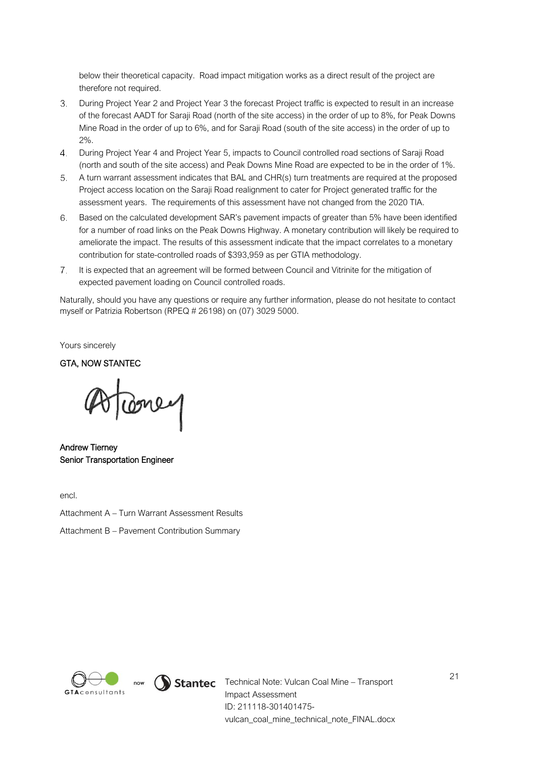below their theoretical capacity. Road impact mitigation works as a direct result of the project are therefore not required.

3. During Project Year 2 and Project Year 3 the forecast Project traffic is expected to result in an increase of the forecast AADT for Saraji Road (north of the site access) in the order of up to 8%, for Peak Downs Mine Road in the order of up to 6%, and for Saraji Road (south of the site access) in the order of up to 2%.
4. During Project Year 4 and Project Year 5, impacts to Council controlled road sections of Saraji Road (north and south of the site access) and Peak Downs Mine Road are expected to be in the order of 1%.
5. A turn warrant assessment indicates that BAL and CHR(s) turn treatments are required at the proposed Project access location on the Saraji Road realignment to cater for Project generated traffic for the assessment years. The requirements of this assessment have not changed from the 2020 TIA.
6. Based on the calculated development SAR's pavement impacts of greater than 5% have been identified for a number of road links on the Peak Downs Highway. A monetary contribution will likely be required to ameliorate the impact. The results of this assessment indicate that the impact correlates to a monetary contribution for state-controlled roads of $393,959 as per GTIA methodology.
7. It is expected that an agreement will be formed between Council and Vitrinite for the mitigation of expected pavement loading on Council controlled roads.

Naturally, should you have any questions or require any further information, please do not hesitate to contact myself or Patrizia Robertson (RPEQ # 26198) on (07) 3029 5000.

Yours sincerely

GTA, NOW STANTEC

Andrew Tierney
Senior Transportation Engineer

encl.

Attachment A – Turn Warrant Assessment Results

Attachment B – Pavement Contribution Summary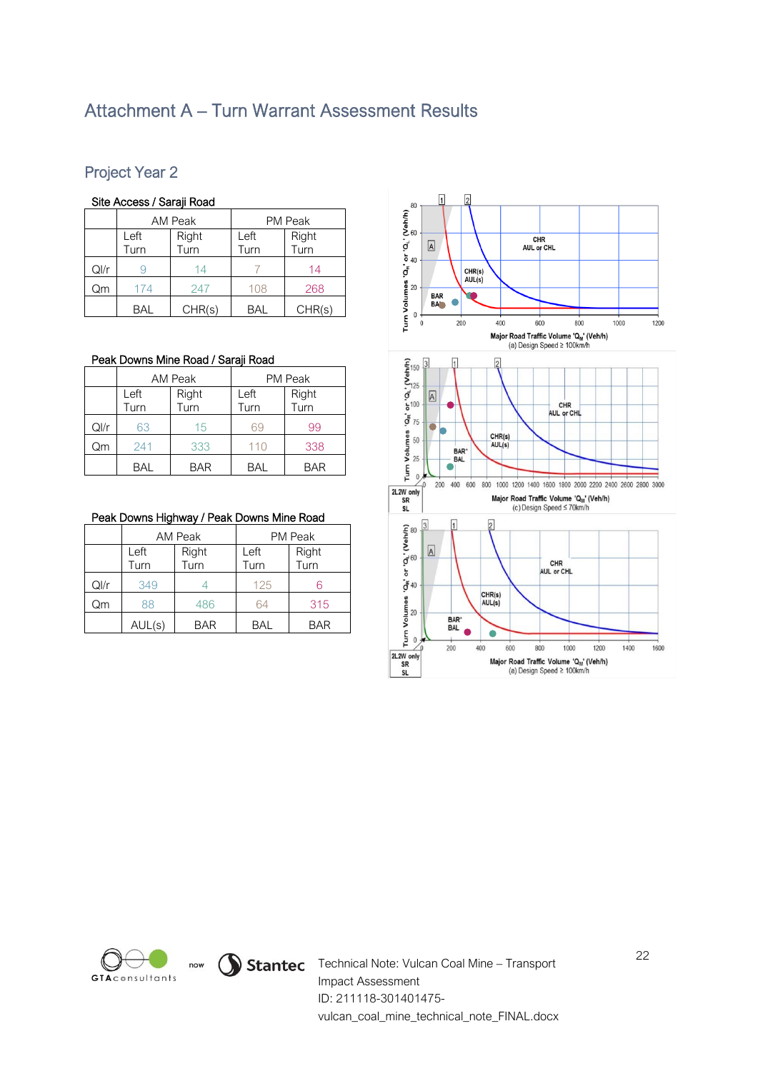# Attachment A – Turn Warrant Assessment Results

## Project Year 2

**Site Access / Saraji Road**

| | AM Peak | | PM Peak | |
|---|---|---|---|---|
| | Left Turn | Right Turn | Left Turn | Right Turn |
| Ql/r | 9 | 14 | 7 | 14 |
| Qm | 174 | 247 | 108 | 268 |
| | BAL | CHR(s) | BAL | CHR(s) |

**Peak Downs Mine Road / Saraji Road**

| | AM Peak | | PM Peak | |
|---|---|---|---|---|
| | Left Turn | Right Turn | Left Turn | Right Turn |
| Ql/r | 63 | 15 | 69 | 99 |
| Qm | 241 | 333 | 110 | 338 |
| | BAL | BAR | BAL | BAR |

**Peak Downs Highway / Peak Downs Mine Road**

| | AM Peak | | PM Peak | |
|---|---|---|---|---|
| | Left Turn | Right Turn | Left Turn | Right Turn |
| Ql/r | 349 | 4 | 125 | 6 |
| Qm | 88 | 486 | 64 | 315 |
| | AUL(s) | BAR | BAL | BAR |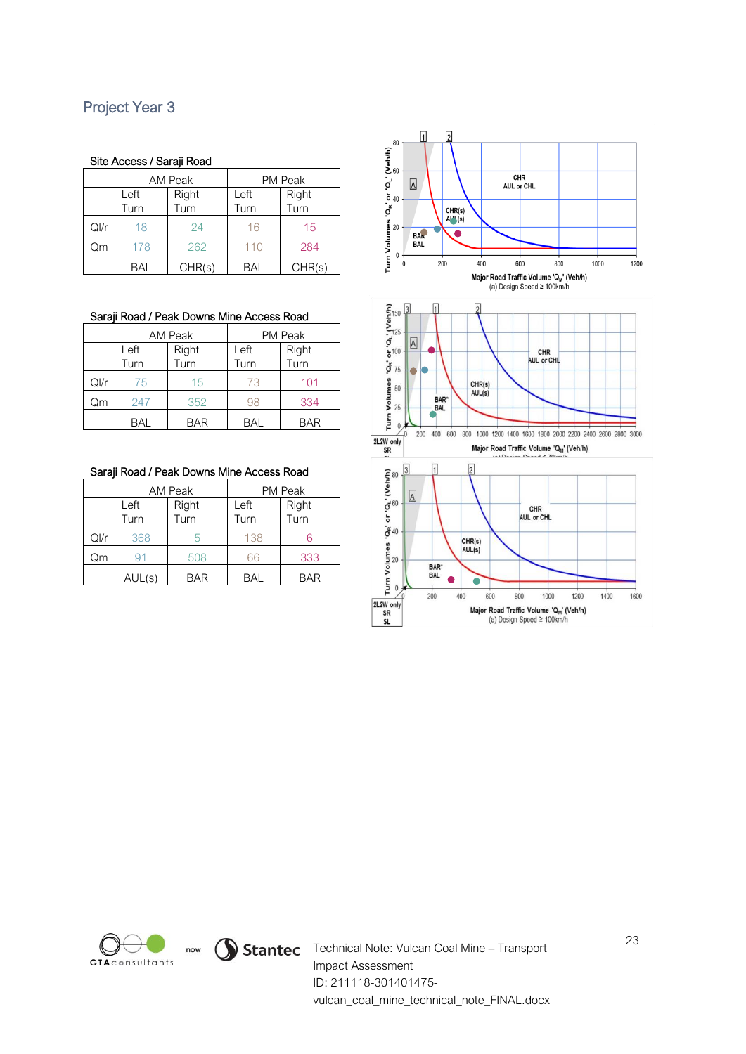## Project Year 3

### Site Access / Saraji Road

| | AM Peak | | PM Peak | |
|---|---|---|---|---|
| | Left Turn | Right Turn | Left Turn | Right Turn |
| Ql/r | 18 | 24 | 16 | 15 |
| Qm | 178 | 262 | 110 | 284 |
| | BAL | CHR(s) | BAL | CHR(s) |

### Saraji Road / Peak Downs Mine Access Road

| | AM Peak | | PM Peak | |
|---|---|---|---|---|
| | Left Turn | Right Turn | Left Turn | Right Turn |
| Ql/r | 75 | 15 | 73 | 101 |
| Qm | 247 | 352 | 98 | 334 |
| | BAL | BAR | BAL | BAR |

### Saraji Road / Peak Downs Mine Access Road

| | AM Peak | | PM Peak | |
|---|---|---|---|---|
| | Left Turn | Right Turn | Left Turn | Right Turn |
| Ql/r | 368 | 5 | 138 | 6 |
| Qm | 91 | 508 | 66 | 333 |
| | AUL(s) | BAR | BAL | BAR |

Technical Note: Vulcan Coal Mine – Transport Impact Assessment
ID: 211118-301401475-vulcan_coal_mine_technical_note_FINAL.docx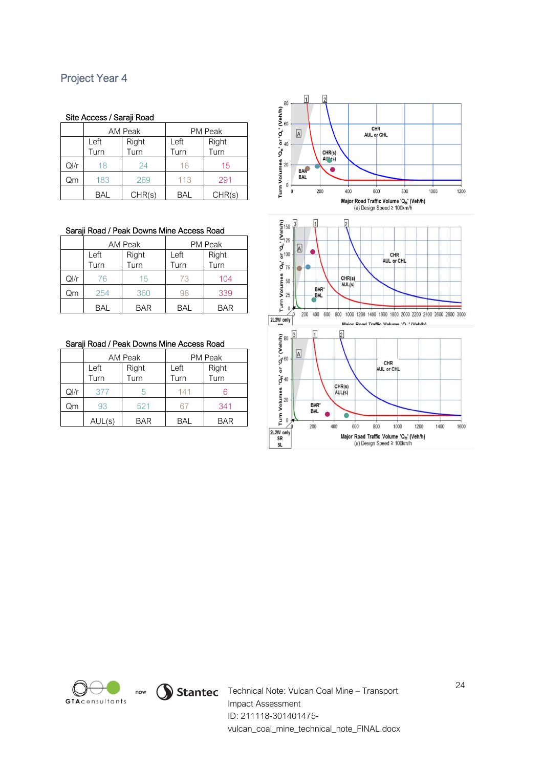## Project Year 4

### Site Access / Saraji Road

| | AM Peak | | PM Peak | |
|---|---|---|---|---|
| | Left Turn | Right Turn | Left Turn | Right Turn |
| Ql/r | 18 | 24 | 16 | 15 |
| Qm | 183 | 269 | 113 | 291 |
| | BAL | CHR(s) | BAL | CHR(s) |

### Saraji Road / Peak Downs Mine Access Road

| | AM Peak | | PM Peak | |
|---|---|---|---|---|
| | Left Turn | Right Turn | Left Turn | Right Turn |
| Ql/r | 76 | 15 | 73 | 104 |
| Qm | 254 | 360 | 98 | 339 |
| | BAL | BAR | BAL | BAR |

### Saraji Road / Peak Downs Mine Access Road

| | AM Peak | | PM Peak | |
|---|---|---|---|---|
| | Left Turn | Right Turn | Left Turn | Right Turn |
| Ql/r | 377 | 5 | 141 | 6 |
| Qm | 93 | 521 | 67 | 341 |
| | AUL(s) | BAR | BAL | BAR |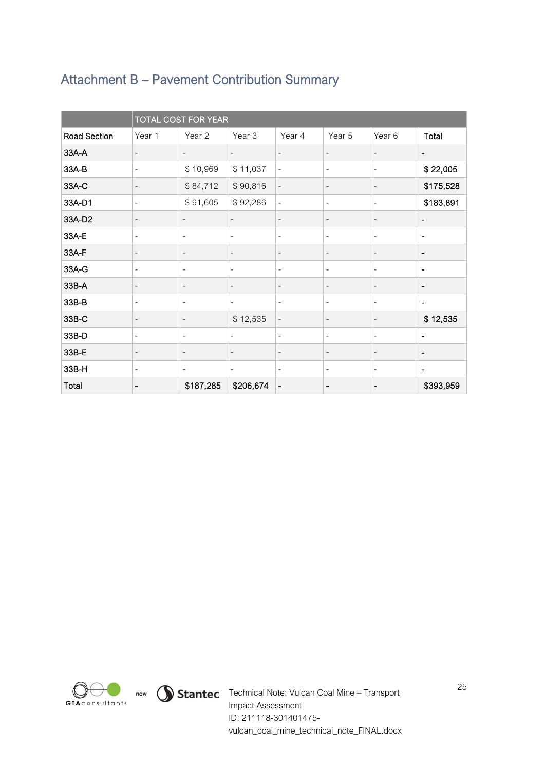## Attachment B – Pavement Contribution Summary

| | TOTAL COST FOR YEAR | | | | | | |
|---|---|---|---|---|---|---|---|
| Road Section | Year 1 | Year 2 | Year 3 | Year 4 | Year 5 | Year 6 | Total |
| 33A-A | - | - | - | - | - | - | - |
| 33A-B | - | $ 10,969 | $ 11,037 | - | - | - | $ 22,005 |
| 33A-C | - | $ 84,712 | $ 90,816 | - | - | - | $175,528 |
| 33A-D1 | - | $ 91,605 | $ 92,286 | - | - | - | $183,891 |
| 33A-D2 | - | - | - | - | - | - | - |
| 33A-E | - | - | - | - | - | - | - |
| 33A-F | - | - | - | - | - | - | - |
| 33A-G | - | - | - | - | - | - | - |
| 33B-A | - | - | - | - | - | - | - |
| 33B-B | - | - | - | - | - | - | - |
| 33B-C | - | - | $ 12,535 | - | - | - | $ 12,535 |
| 33B-D | - | - | - | - | - | - | - |
| 33B-E | - | - | - | - | - | - | - |
| 33B-H | - | - | - | - | - | - | - |
| Total | - | $187,285 | $206,674 | - | - | - | $393,959 |